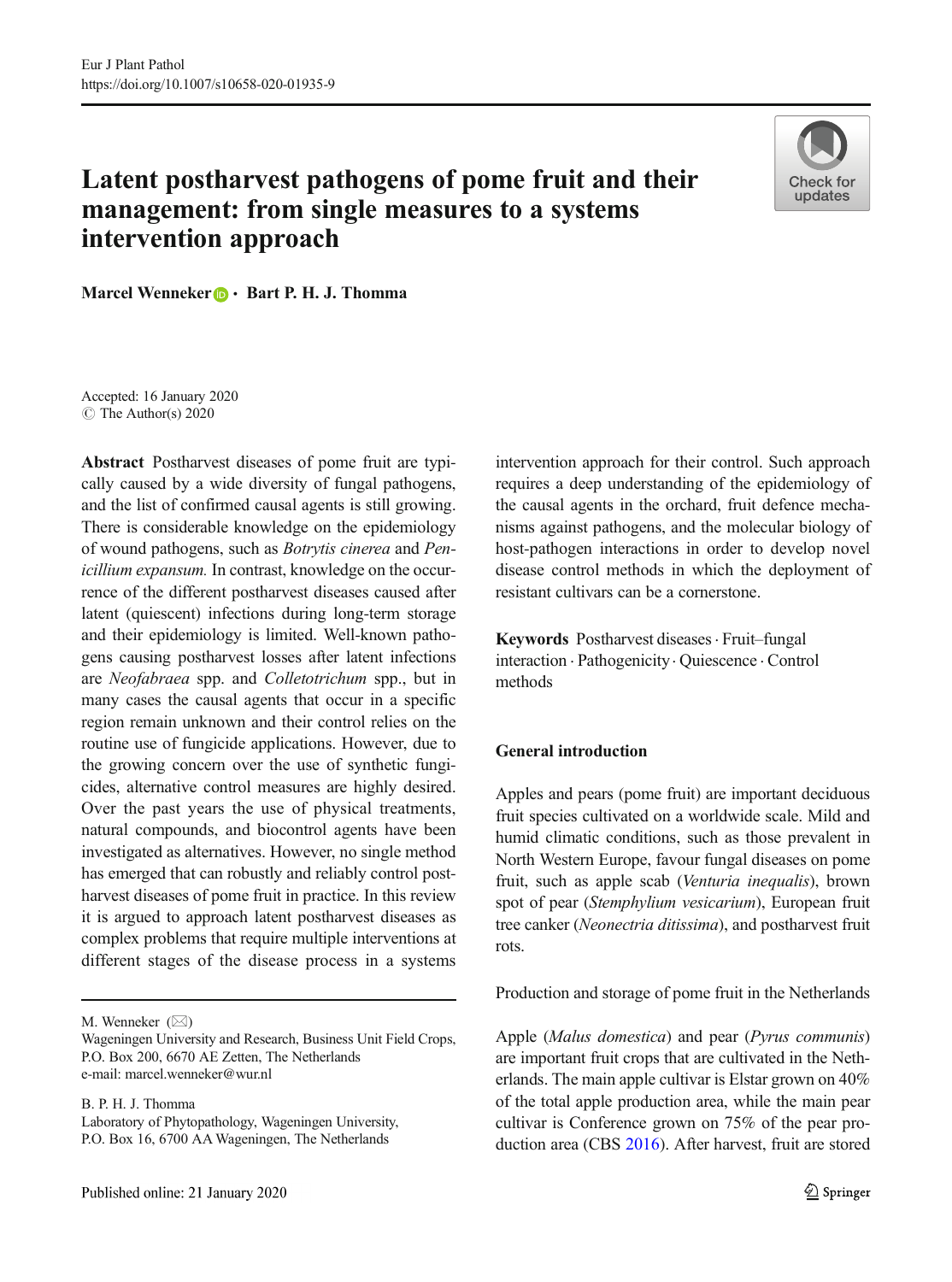Eur J Plant Pathol
https://doi.org/10.1007/s10658-020-01935-9

# Latent postharvest pathogens of pome fruit and their management: from single measures to a systems intervention approach

**Marcel Wenneker · Bart P. H. J. Thomma**

Accepted: 16 January 2020
© The Author(s) 2020

**Abstract** Postharvest diseases of pome fruit are typically caused by a wide diversity of fungal pathogens, and the list of confirmed causal agents is still growing. There is considerable knowledge on the epidemiology of wound pathogens, such as *Botrytis cinerea* and *Penicillium expansum.* In contrast, knowledge on the occurrence of the different postharvest diseases caused after latent (quiescent) infections during long-term storage and their epidemiology is limited. Well-known pathogens causing postharvest losses after latent infections are *Neofabraea* spp. and *Colletotrichum* spp., but in many cases the causal agents that occur in a specific region remain unknown and their control relies on the routine use of fungicide applications. However, due to the growing concern over the use of synthetic fungicides, alternative control measures are highly desired. Over the past years the use of physical treatments, natural compounds, and biocontrol agents have been investigated as alternatives. However, no single method has emerged that can robustly and reliably control postharvest diseases of pome fruit in practice. In this review it is argued to approach latent postharvest diseases as complex problems that require multiple interventions at different stages of the disease process in a systems intervention approach for their control. Such approach requires a deep understanding of the epidemiology of the causal agents in the orchard, fruit defence mechanisms against pathogens, and the molecular biology of host-pathogen interactions in order to develop novel disease control methods in which the deployment of resistant cultivars can be a cornerstone.

**Keywords** Postharvest diseases · Fruit–fungal interaction · Pathogenicity · Quiescence · Control methods

M. Wenneker (✉)
Wageningen University and Research, Business Unit Field Crops, P.O. Box 200, 6670 AE Zetten, The Netherlands
e-mail: marcel.wenneker@wur.nl

B. P. H. J. Thomma
Laboratory of Phytopathology, Wageningen University, P.O. Box 16, 6700 AA Wageningen, The Netherlands

## General introduction

Apples and pears (pome fruit) are important deciduous fruit species cultivated on a worldwide scale. Mild and humid climatic conditions, such as those prevalent in North Western Europe, favour fungal diseases on pome fruit, such as apple scab (*Venturia inequalis*), brown spot of pear (*Stemphylium vesicarium*), European fruit tree canker (*Neonectria ditissima*), and postharvest fruit rots.

### Production and storage of pome fruit in the Netherlands

Apple (*Malus domestica*) and pear (*Pyrus communis*) are important fruit crops that are cultivated in the Netherlands. The main apple cultivar is Elstar grown on 40% of the total apple production area, while the main pear cultivar is Conference grown on 75% of the pear production area (CBS 2016). After harvest, fruit are stored

Published online: 21 January 2020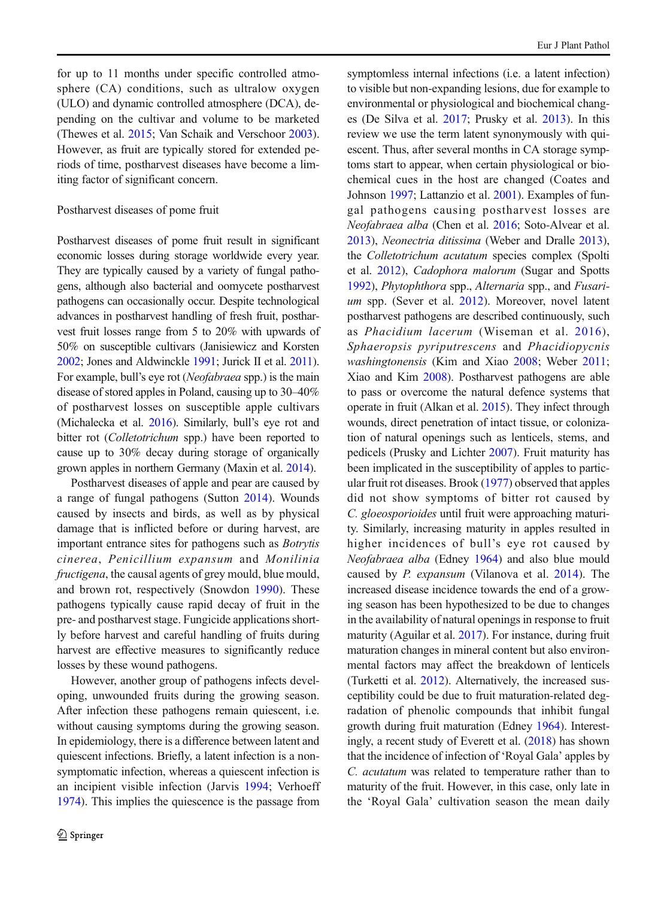for up to 11 months under specific controlled atmosphere (CA) conditions, such as ultralow oxygen (ULO) and dynamic controlled atmosphere (DCA), depending on the cultivar and volume to be marketed (Thewes et al. 2015; Van Schaik and Verschoor 2003). However, as fruit are typically stored for extended periods of time, postharvest diseases have become a limiting factor of significant concern.

## Postharvest diseases of pome fruit

Postharvest diseases of pome fruit result in significant economic losses during storage worldwide every year. They are typically caused by a variety of fungal pathogens, although also bacterial and oomycete postharvest pathogens can occasionally occur. Despite technological advances in postharvest handling of fresh fruit, postharvest fruit losses range from 5 to 20% with upwards of 50% on susceptible cultivars (Janisiewicz and Korsten 2002; Jones and Aldwinckle 1991; Jurick II et al. 2011). For example, bull's eye rot (*Neofabraea* spp.) is the main disease of stored apples in Poland, causing up to 30–40% of postharvest losses on susceptible apple cultivars (Michalecka et al. 2016). Similarly, bull's eye rot and bitter rot (*Colletotrichum* spp.) have been reported to cause up to 30% decay during storage of organically grown apples in northern Germany (Maxin et al. 2014).

Postharvest diseases of apple and pear are caused by a range of fungal pathogens (Sutton 2014). Wounds caused by insects and birds, as well as by physical damage that is inflicted before or during harvest, are important entrance sites for pathogens such as *Botrytis cinerea*, *Penicillium expansum* and *Monilinia fructigena*, the causal agents of grey mould, blue mould, and brown rot, respectively (Snowdon 1990). These pathogens typically cause rapid decay of fruit in the pre- and postharvest stage. Fungicide applications shortly before harvest and careful handling of fruits during harvest are effective measures to significantly reduce losses by these wound pathogens.

However, another group of pathogens infects developing, unwounded fruits during the growing season. After infection these pathogens remain quiescent, i.e. without causing symptoms during the growing season. In epidemiology, there is a difference between latent and quiescent infections. Briefly, a latent infection is a non-symptomatic infection, whereas a quiescent infection is an incipient visible infection (Jarvis 1994; Verhoeff 1974). This implies the quiescence is the passage from symptomless internal infections (i.e. a latent infection) to visible but non-expanding lesions, due for example to environmental or physiological and biochemical changes (De Silva et al. 2017; Prusky et al. 2013). In this review we use the term latent synonymously with quiescent. Thus, after several months in CA storage symptoms start to appear, when certain physiological or biochemical cues in the host are changed (Coates and Johnson 1997; Lattanzio et al. 2001). Examples of fungal pathogens causing postharvest losses are *Neofabraea alba* (Chen et al. 2016; Soto-Alvear et al. 2013), *Neonectria ditissima* (Weber and Dralle 2013), the *Colletotrichum acutatum* species complex (Spolti et al. 2012), *Cadophora malorum* (Sugar and Spotts 1992), *Phytophthora* spp., *Alternaria* spp., and *Fusarium* spp. (Sever et al. 2012). Moreover, novel latent postharvest pathogens are described continuously, such as *Phacidium lacerum* (Wiseman et al. 2016), *Sphaeropsis pyriputrescens* and *Phacidiopycnis washingtonensis* (Kim and Xiao 2008; Weber 2011; Xiao and Kim 2008). Postharvest pathogens are able to pass or overcome the natural defence systems that operate in fruit (Alkan et al. 2015). They infect through wounds, direct penetration of intact tissue, or colonization of natural openings such as lenticels, stems, and pedicels (Prusky and Lichter 2007). Fruit maturity has been implicated in the susceptibility of apples to particular fruit rot diseases. Brook (1977) observed that apples did not show symptoms of bitter rot caused by *C. gloeosporioides* until fruit were approaching maturity. Similarly, increasing maturity in apples resulted in higher incidences of bull's eye rot caused by *Neofabraea alba* (Edney 1964) and also blue mould caused by *P. expansum* (Vilanova et al. 2014). The increased disease incidence towards the end of a growing season has been hypothesized to be due to changes in the availability of natural openings in response to fruit maturity (Aguilar et al. 2017). For instance, during fruit maturation changes in mineral content but also environmental factors may affect the breakdown of lenticels (Turketti et al. 2012). Alternatively, the increased susceptibility could be due to fruit maturation-related degradation of phenolic compounds that inhibit fungal growth during fruit maturation (Edney 1964). Interestingly, a recent study of Everett et al. (2018) has shown that the incidence of infection of 'Royal Gala' apples by *C. acutatum* was related to temperature rather than to maturity of the fruit. However, in this case, only late in the 'Royal Gala' cultivation season the mean daily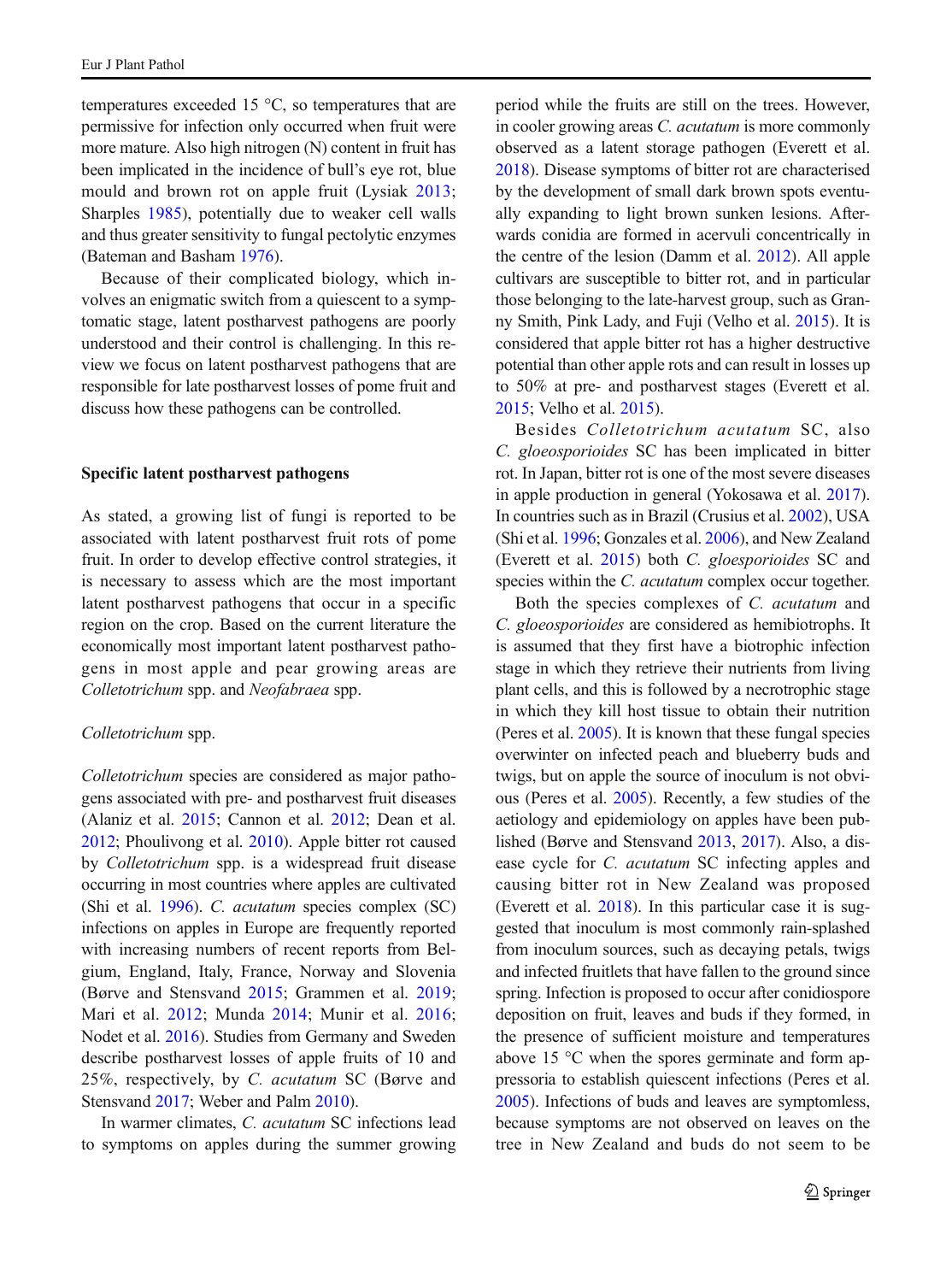temperatures exceeded 15 °C, so temperatures that are permissive for infection only occurred when fruit were more mature. Also high nitrogen (N) content in fruit has been implicated in the incidence of bull's eye rot, blue mould and brown rot on apple fruit (Lysiak 2013; Sharples 1985), potentially due to weaker cell walls and thus greater sensitivity to fungal pectolytic enzymes (Bateman and Basham 1976).

Because of their complicated biology, which involves an enigmatic switch from a quiescent to a symptomatic stage, latent postharvest pathogens are poorly understood and their control is challenging. In this review we focus on latent postharvest pathogens that are responsible for late postharvest losses of pome fruit and discuss how these pathogens can be controlled.

## Specific latent postharvest pathogens

As stated, a growing list of fungi is reported to be associated with latent postharvest fruit rots of pome fruit. In order to develop effective control strategies, it is necessary to assess which are the most important latent postharvest pathogens that occur in a specific region on the crop. Based on the current literature the economically most important latent postharvest pathogens in most apple and pear growing areas are *Colletotrichum* spp. and *Neofabraea* spp.

### *Colletotrichum* spp.

*Colletotrichum* species are considered as major pathogens associated with pre- and postharvest fruit diseases (Alaniz et al. 2015; Cannon et al. 2012; Dean et al. 2012; Phoulivong et al. 2010). Apple bitter rot caused by *Colletotrichum* spp. is a widespread fruit disease occurring in most countries where apples are cultivated (Shi et al. 1996). *C. acutatum* species complex (SC) infections on apples in Europe are frequently reported with increasing numbers of recent reports from Belgium, England, Italy, France, Norway and Slovenia (Børve and Stensvand 2015; Grammen et al. 2019; Mari et al. 2012; Munda 2014; Munir et al. 2016; Nodet et al. 2016). Studies from Germany and Sweden describe postharvest losses of apple fruits of 10 and 25%, respectively, by *C. acutatum* SC (Børve and Stensvand 2017; Weber and Palm 2010).

In warmer climates, *C. acutatum* SC infections lead to symptoms on apples during the summer growing period while the fruits are still on the trees. However, in cooler growing areas *C. acutatum* is more commonly observed as a latent storage pathogen (Everett et al. 2018). Disease symptoms of bitter rot are characterised by the development of small dark brown spots eventually expanding to light brown sunken lesions. Afterwards conidia are formed in acervuli concentrically in the centre of the lesion (Damm et al. 2012). All apple cultivars are susceptible to bitter rot, and in particular those belonging to the late-harvest group, such as Granny Smith, Pink Lady, and Fuji (Velho et al. 2015). It is considered that apple bitter rot has a higher destructive potential than other apple rots and can result in losses up to 50% at pre- and postharvest stages (Everett et al. 2015; Velho et al. 2015).

Besides *Colletotrichum acutatum* SC, also *C. gloeosporioides* SC has been implicated in bitter rot. In Japan, bitter rot is one of the most severe diseases in apple production in general (Yokosawa et al. 2017). In countries such as in Brazil (Crusius et al. 2002), USA (Shi et al. 1996; Gonzales et al. 2006), and New Zealand (Everett et al. 2015) both *C. gloesporioides* SC and species within the *C. acutatum* complex occur together.

Both the species complexes of *C. acutatum* and *C. gloeosporioides* are considered as hemibiotrophs. It is assumed that they first have a biotrophic infection stage in which they retrieve their nutrients from living plant cells, and this is followed by a necrotrophic stage in which they kill host tissue to obtain their nutrition (Peres et al. 2005). It is known that these fungal species overwinter on infected peach and blueberry buds and twigs, but on apple the source of inoculum is not obvious (Peres et al. 2005). Recently, a few studies of the aetiology and epidemiology on apples have been published (Børve and Stensvand 2013, 2017). Also, a disease cycle for *C. acutatum* SC infecting apples and causing bitter rot in New Zealand was proposed (Everett et al. 2018). In this particular case it is suggested that inoculum is most commonly rain-splashed from inoculum sources, such as decaying petals, twigs and infected fruitlets that have fallen to the ground since spring. Infection is proposed to occur after conidiospore deposition on fruit, leaves and buds if they formed, in the presence of sufficient moisture and temperatures above 15 °C when the spores germinate and form appressoria to establish quiescent infections (Peres et al. 2005). Infections of buds and leaves are symptomless, because symptoms are not observed on leaves on the tree in New Zealand and buds do not seem to be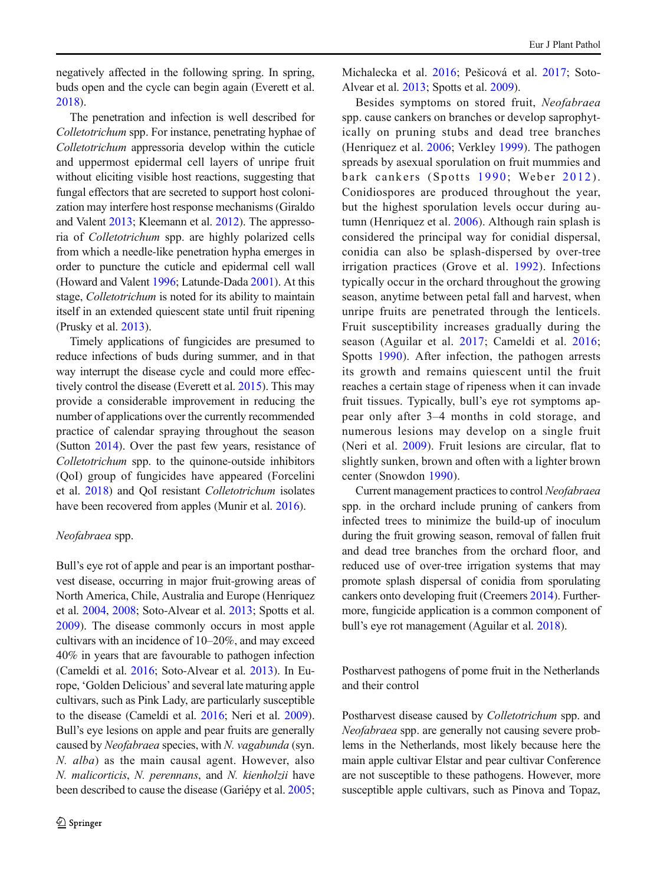negatively affected in the following spring. In spring, buds open and the cycle can begin again (Everett et al. 2018).

The penetration and infection is well described for *Colletotrichum* spp. For instance, penetrating hyphae of *Colletotrichum* appressoria develop within the cuticle and uppermost epidermal cell layers of unripe fruit without eliciting visible host reactions, suggesting that fungal effectors that are secreted to support host colonization may interfere host response mechanisms (Giraldo and Valent 2013; Kleemann et al. 2012). The appressoria of *Colletotrichum* spp. are highly polarized cells from which a needle-like penetration hypha emerges in order to puncture the cuticle and epidermal cell wall (Howard and Valent 1996; Latunde-Dada 2001). At this stage, *Colletotrichum* is noted for its ability to maintain itself in an extended quiescent state until fruit ripening (Prusky et al. 2013).

Timely applications of fungicides are presumed to reduce infections of buds during summer, and in that way interrupt the disease cycle and could more effectively control the disease (Everett et al. 2015). This may provide a considerable improvement in reducing the number of applications over the currently recommended practice of calendar spraying throughout the season (Sutton 2014). Over the past few years, resistance of *Colletotrichum* spp. to the quinone-outside inhibitors (QoI) group of fungicides have appeared (Forcelini et al. 2018) and QoI resistant *Colletotrichum* isolates have been recovered from apples (Munir et al. 2016).

### *Neofabraea* spp.

Bull's eye rot of apple and pear is an important postharvest disease, occurring in major fruit-growing areas of North America, Chile, Australia and Europe (Henriquez et al. 2004, 2008; Soto-Alvear et al. 2013; Spotts et al. 2009). The disease commonly occurs in most apple cultivars with an incidence of 10–20%, and may exceed 40% in years that are favourable to pathogen infection (Cameldi et al. 2016; Soto-Alvear et al. 2013). In Europe, 'Golden Delicious' and several late maturing apple cultivars, such as Pink Lady, are particularly susceptible to the disease (Cameldi et al. 2016; Neri et al. 2009). Bull's eye lesions on apple and pear fruits are generally caused by *Neofabraea* species, with *N. vagabunda* (syn. *N. alba*) as the main causal agent. However, also *N. malicorticis*, *N. perennans*, and *N. kienholzii* have been described to cause the disease (Gariépy et al. 2005; Michalecka et al. 2016; Pešicová et al. 2017; Soto-Alvear et al. 2013; Spotts et al. 2009).

Besides symptoms on stored fruit, *Neofabraea* spp. cause cankers on branches or develop saprophytically on pruning stubs and dead tree branches (Henriquez et al. 2006; Verkley 1999). The pathogen spreads by asexual sporulation on fruit mummies and bark cankers (Spotts 1990; Weber 2012). Conidiospores are produced throughout the year, but the highest sporulation levels occur during autumn (Henriquez et al. 2006). Although rain splash is considered the principal way for conidial dispersal, conidia can also be splash-dispersed by over-tree irrigation practices (Grove et al. 1992). Infections typically occur in the orchard throughout the growing season, anytime between petal fall and harvest, when unripe fruits are penetrated through the lenticels. Fruit susceptibility increases gradually during the season (Aguilar et al. 2017; Cameldi et al. 2016; Spotts 1990). After infection, the pathogen arrests its growth and remains quiescent until the fruit reaches a certain stage of ripeness when it can invade fruit tissues. Typically, bull's eye rot symptoms appear only after 3–4 months in cold storage, and numerous lesions may develop on a single fruit (Neri et al. 2009). Fruit lesions are circular, flat to slightly sunken, brown and often with a lighter brown center (Snowdon 1990).

Current management practices to control *Neofabraea* spp. in the orchard include pruning of cankers from infected trees to minimize the build-up of inoculum during the fruit growing season, removal of fallen fruit and dead tree branches from the orchard floor, and reduced use of over-tree irrigation systems that may promote splash dispersal of conidia from sporulating cankers onto developing fruit (Creemers 2014). Furthermore, fungicide application is a common component of bull's eye rot management (Aguilar et al. 2018).

## Postharvest pathogens of pome fruit in the Netherlands and their control

Postharvest disease caused by *Colletotrichum* spp. and *Neofabraea* spp. are generally not causing severe problems in the Netherlands, most likely because here the main apple cultivar Elstar and pear cultivar Conference are not susceptible to these pathogens. However, more susceptible apple cultivars, such as Pinova and Topaz,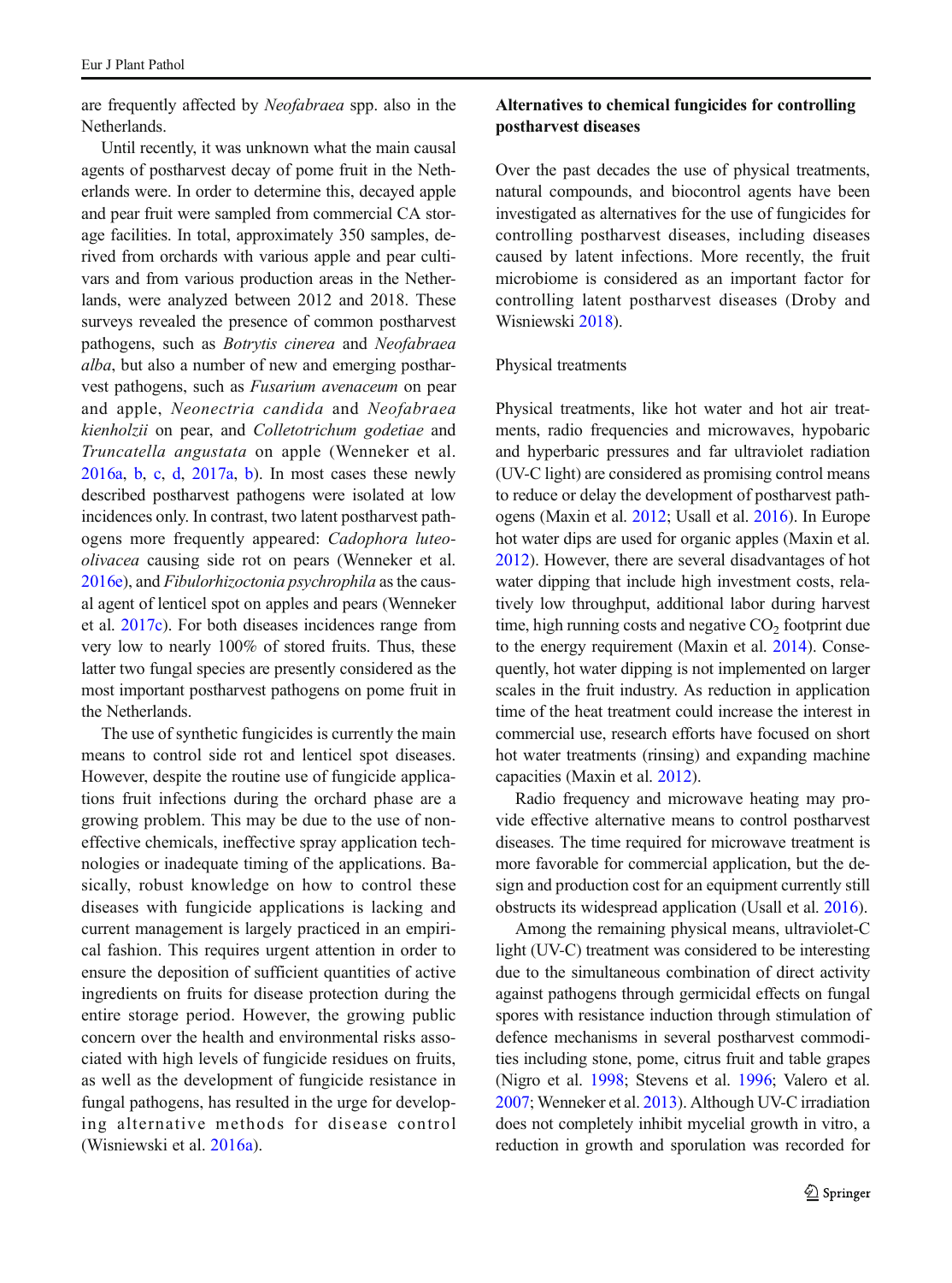are frequently affected by *Neofabraea* spp. also in the Netherlands.

Until recently, it was unknown what the main causal agents of postharvest decay of pome fruit in the Netherlands were. In order to determine this, decayed apple and pear fruit were sampled from commercial CA storage facilities. In total, approximately 350 samples, derived from orchards with various apple and pear cultivars and from various production areas in the Netherlands, were analyzed between 2012 and 2018. These surveys revealed the presence of common postharvest pathogens, such as *Botrytis cinerea* and *Neofabraea alba*, but also a number of new and emerging postharvest pathogens, such as *Fusarium avenaceum* on pear and apple, *Neonectria candida* and *Neofabraea kienholzii* on pear, and *Colletotrichum godetiae* and *Truncatella angustata* on apple (Wenneker et al. 2016a, b, c, d, 2017a, b). In most cases these newly described postharvest pathogens were isolated at low incidences only. In contrast, two latent postharvest pathogens more frequently appeared: *Cadophora luteo-olivacea* causing side rot on pears (Wenneker et al. 2016e), and *Fibulorhizoctonia psychrophila* as the causal agent of lenticel spot on apples and pears (Wenneker et al. 2017c). For both diseases incidences range from very low to nearly 100% of stored fruits. Thus, these latter two fungal species are presently considered as the most important postharvest pathogens on pome fruit in the Netherlands.

The use of synthetic fungicides is currently the main means to control side rot and lenticel spot diseases. However, despite the routine use of fungicide applications fruit infections during the orchard phase are a growing problem. This may be due to the use of non-effective chemicals, ineffective spray application technologies or inadequate timing of the applications. Basically, robust knowledge on how to control these diseases with fungicide applications is lacking and current management is largely practiced in an empirical fashion. This requires urgent attention in order to ensure the deposition of sufficient quantities of active ingredients on fruits for disease protection during the entire storage period. However, the growing public concern over the health and environmental risks associated with high levels of fungicide residues on fruits, as well as the development of fungicide resistance in fungal pathogens, has resulted in the urge for developing alternative methods for disease control (Wisniewski et al. 2016a).

## Alternatives to chemical fungicides for controlling postharvest diseases

Over the past decades the use of physical treatments, natural compounds, and biocontrol agents have been investigated as alternatives for the use of fungicides for controlling postharvest diseases, including diseases caused by latent infections. More recently, the fruit microbiome is considered as an important factor for controlling latent postharvest diseases (Droby and Wisniewski 2018).

### Physical treatments

Physical treatments, like hot water and hot air treatments, radio frequencies and microwaves, hypobaric and hyperbaric pressures and far ultraviolet radiation (UV-C light) are considered as promising control means to reduce or delay the development of postharvest pathogens (Maxin et al. 2012; Usall et al. 2016). In Europe hot water dips are used for organic apples (Maxin et al. 2012). However, there are several disadvantages of hot water dipping that include high investment costs, relatively low throughput, additional labor during harvest time, high running costs and negative $CO_2$ footprint due to the energy requirement (Maxin et al. 2014). Consequently, hot water dipping is not implemented on larger scales in the fruit industry. As reduction in application time of the heat treatment could increase the interest in commercial use, research efforts have focused on short hot water treatments (rinsing) and expanding machine capacities (Maxin et al. 2012).

Radio frequency and microwave heating may provide effective alternative means to control postharvest diseases. The time required for microwave treatment is more favorable for commercial application, but the design and production cost for an equipment currently still obstructs its widespread application (Usall et al. 2016).

Among the remaining physical means, ultraviolet-C light (UV-C) treatment was considered to be interesting due to the simultaneous combination of direct activity against pathogens through germicidal effects on fungal spores with resistance induction through stimulation of defence mechanisms in several postharvest commodities including stone, pome, citrus fruit and table grapes (Nigro et al. 1998; Stevens et al. 1996; Valero et al. 2007; Wenneker et al. 2013). Although UV-C irradiation does not completely inhibit mycelial growth in vitro, a reduction in growth and sporulation was recorded for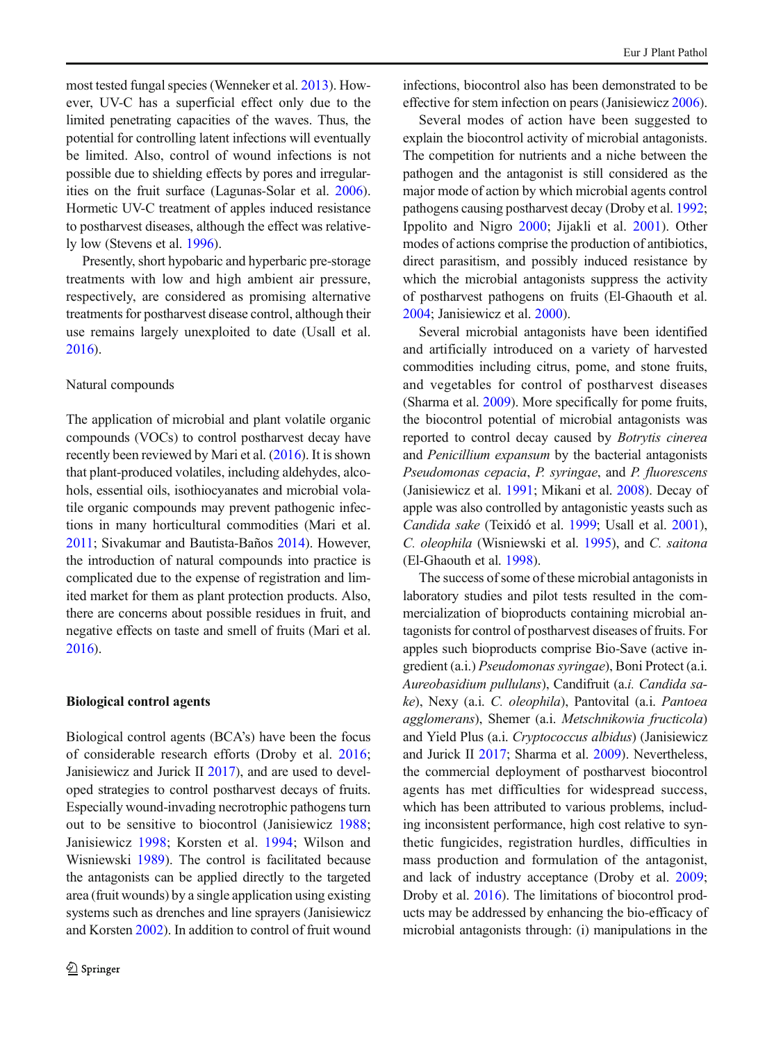most tested fungal species (Wenneker et al. 2013). However, UV-C has a superficial effect only due to the limited penetrating capacities of the waves. Thus, the potential for controlling latent infections will eventually be limited. Also, control of wound infections is not possible due to shielding effects by pores and irregularities on the fruit surface (Lagunas-Solar et al. 2006). Hormetic UV-C treatment of apples induced resistance to postharvest diseases, although the effect was relatively low (Stevens et al. 1996).

Presently, short hypobaric and hyperbaric pre-storage treatments with low and high ambient air pressure, respectively, are considered as promising alternative treatments for postharvest disease control, although their use remains largely unexploited to date (Usall et al. 2016).

Natural compounds

The application of microbial and plant volatile organic compounds (VOCs) to control postharvest decay have recently been reviewed by Mari et al. (2016). It is shown that plant-produced volatiles, including aldehydes, alcohols, essential oils, isothiocyanates and microbial volatile organic compounds may prevent pathogenic infections in many horticultural commodities (Mari et al. 2011; Sivakumar and Bautista-Baños 2014). However, the introduction of natural compounds into practice is complicated due to the expense of registration and limited market for them as plant protection products. Also, there are concerns about possible residues in fruit, and negative effects on taste and smell of fruits (Mari et al. 2016).

**Biological control agents**

Biological control agents (BCA's) have been the focus of considerable research efforts (Droby et al. 2016; Janisiewicz and Jurick II 2017), and are used to developed strategies to control postharvest decays of fruits. Especially wound-invading necrotrophic pathogens turn out to be sensitive to biocontrol (Janisiewicz 1988; Janisiewicz 1998; Korsten et al. 1994; Wilson and Wisniewski 1989). The control is facilitated because the antagonists can be applied directly to the targeted area (fruit wounds) by a single application using existing systems such as drenches and line sprayers (Janisiewicz and Korsten 2002). In addition to control of fruit wound infections, biocontrol also has been demonstrated to be effective for stem infection on pears (Janisiewicz 2006).

Several modes of action have been suggested to explain the biocontrol activity of microbial antagonists. The competition for nutrients and a niche between the pathogen and the antagonist is still considered as the major mode of action by which microbial agents control pathogens causing postharvest decay (Droby et al. 1992; Ippolito and Nigro 2000; Jijakli et al. 2001). Other modes of actions comprise the production of antibiotics, direct parasitism, and possibly induced resistance by which the microbial antagonists suppress the activity of postharvest pathogens on fruits (El-Ghaouth et al. 2004; Janisiewicz et al. 2000).

Several microbial antagonists have been identified and artificially introduced on a variety of harvested commodities including citrus, pome, and stone fruits, and vegetables for control of postharvest diseases (Sharma et al. 2009). More specifically for pome fruits, the biocontrol potential of microbial antagonists was reported to control decay caused by *Botrytis cinerea* and *Penicillium expansum* by the bacterial antagonists *Pseudomonas cepacia*, *P. syringae*, and *P. fluorescens* (Janisiewicz et al. 1991; Mikani et al. 2008). Decay of apple was also controlled by antagonistic yeasts such as *Candida sake* (Teixidó et al. 1999; Usall et al. 2001), *C. oleophila* (Wisniewski et al. 1995), and *C. saitona* (El-Ghaouth et al. 1998).

The success of some of these microbial antagonists in laboratory studies and pilot tests resulted in the commercialization of bioproducts containing microbial antagonists for control of postharvest diseases of fruits. For apples such bioproducts comprise Bio-Save (active ingredient (a.i.) *Pseudomonas syringae*), Boni Protect (a.i. *Aureobasidium pullulans*), Candifruit (a.i. *Candida sake*), Nexy (a.i. *C. oleophila*), Pantovital (a.i. *Pantoea agglomerans*), Shemer (a.i. *Metschnikowia fructicola*) and Yield Plus (a.i. *Cryptococcus albidus*) (Janisiewicz and Jurick II 2017; Sharma et al. 2009). Nevertheless, the commercial deployment of postharvest biocontrol agents has met difficulties for widespread success, which has been attributed to various problems, including inconsistent performance, high cost relative to synthetic fungicides, registration hurdles, difficulties in mass production and formulation of the antagonist, and lack of industry acceptance (Droby et al. 2009; Droby et al. 2016). The limitations of biocontrol products may be addressed by enhancing the bio-efficacy of microbial antagonists through: (i) manipulations in the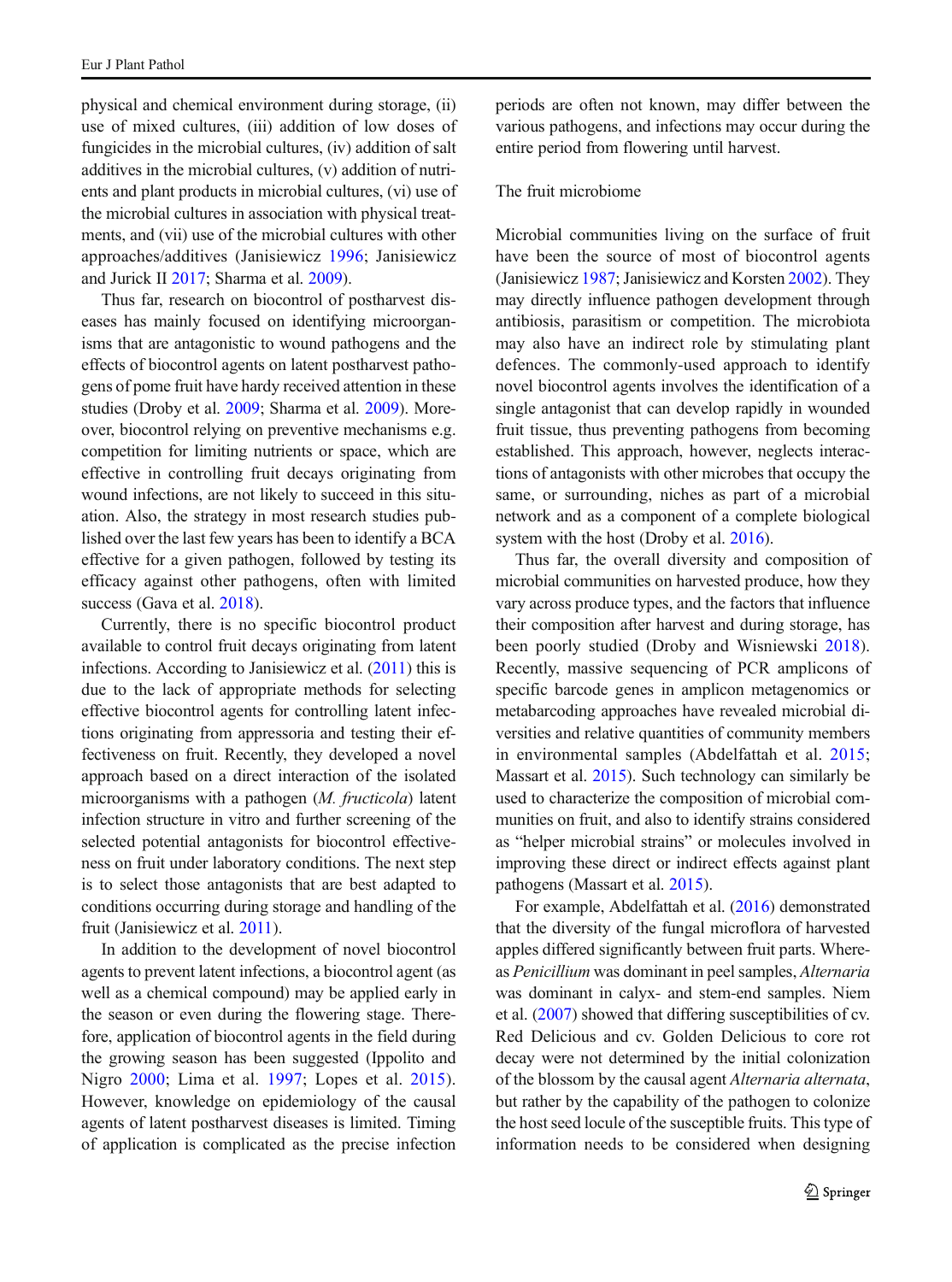physical and chemical environment during storage, (ii) use of mixed cultures, (iii) addition of low doses of fungicides in the microbial cultures, (iv) addition of salt additives in the microbial cultures, (v) addition of nutrients and plant products in microbial cultures, (vi) use of the microbial cultures in association with physical treatments, and (vii) use of the microbial cultures with other approaches/additives (Janisiewicz 1996; Janisiewicz and Jurick II 2017; Sharma et al. 2009).

Thus far, research on biocontrol of postharvest diseases has mainly focused on identifying microorganisms that are antagonistic to wound pathogens and the effects of biocontrol agents on latent postharvest pathogens of pome fruit have hardy received attention in these studies (Droby et al. 2009; Sharma et al. 2009). Moreover, biocontrol relying on preventive mechanisms e.g. competition for limiting nutrients or space, which are effective in controlling fruit decays originating from wound infections, are not likely to succeed in this situation. Also, the strategy in most research studies published over the last few years has been to identify a BCA effective for a given pathogen, followed by testing its efficacy against other pathogens, often with limited success (Gava et al. 2018).

Currently, there is no specific biocontrol product available to control fruit decays originating from latent infections. According to Janisiewicz et al. (2011) this is due to the lack of appropriate methods for selecting effective biocontrol agents for controlling latent infections originating from appressoria and testing their effectiveness on fruit. Recently, they developed a novel approach based on a direct interaction of the isolated microorganisms with a pathogen (*M. fructicola*) latent infection structure in vitro and further screening of the selected potential antagonists for biocontrol effectiveness on fruit under laboratory conditions. The next step is to select those antagonists that are best adapted to conditions occurring during storage and handling of the fruit (Janisiewicz et al. 2011).

In addition to the development of novel biocontrol agents to prevent latent infections, a biocontrol agent (as well as a chemical compound) may be applied early in the season or even during the flowering stage. Therefore, application of biocontrol agents in the field during the growing season has been suggested (Ippolito and Nigro 2000; Lima et al. 1997; Lopes et al. 2015). However, knowledge on epidemiology of the causal agents of latent postharvest diseases is limited. Timing of application is complicated as the precise infection periods are often not known, may differ between the various pathogens, and infections may occur during the entire period from flowering until harvest.

## The fruit microbiome

Microbial communities living on the surface of fruit have been the source of most of biocontrol agents (Janisiewicz 1987; Janisiewicz and Korsten 2002). They may directly influence pathogen development through antibiosis, parasitism or competition. The microbiota may also have an indirect role by stimulating plant defences. The commonly-used approach to identify novel biocontrol agents involves the identification of a single antagonist that can develop rapidly in wounded fruit tissue, thus preventing pathogens from becoming established. This approach, however, neglects interactions of antagonists with other microbes that occupy the same, or surrounding, niches as part of a microbial network and as a component of a complete biological system with the host (Droby et al. 2016).

Thus far, the overall diversity and composition of microbial communities on harvested produce, how they vary across produce types, and the factors that influence their composition after harvest and during storage, has been poorly studied (Droby and Wisniewski 2018). Recently, massive sequencing of PCR amplicons of specific barcode genes in amplicon metagenomics or metabarcoding approaches have revealed microbial diversities and relative quantities of community members in environmental samples (Abdelfattah et al. 2015; Massart et al. 2015). Such technology can similarly be used to characterize the composition of microbial communities on fruit, and also to identify strains considered as "helper microbial strains" or molecules involved in improving these direct or indirect effects against plant pathogens (Massart et al. 2015).

For example, Abdelfattah et al. (2016) demonstrated that the diversity of the fungal microflora of harvested apples differed significantly between fruit parts. Whereas *Penicillium* was dominant in peel samples, *Alternaria* was dominant in calyx- and stem-end samples. Niem et al. (2007) showed that differing susceptibilities of cv. Red Delicious and cv. Golden Delicious to core rot decay were not determined by the initial colonization of the blossom by the causal agent *Alternaria alternata*, but rather by the capability of the pathogen to colonize the host seed locule of the susceptible fruits. This type of information needs to be considered when designing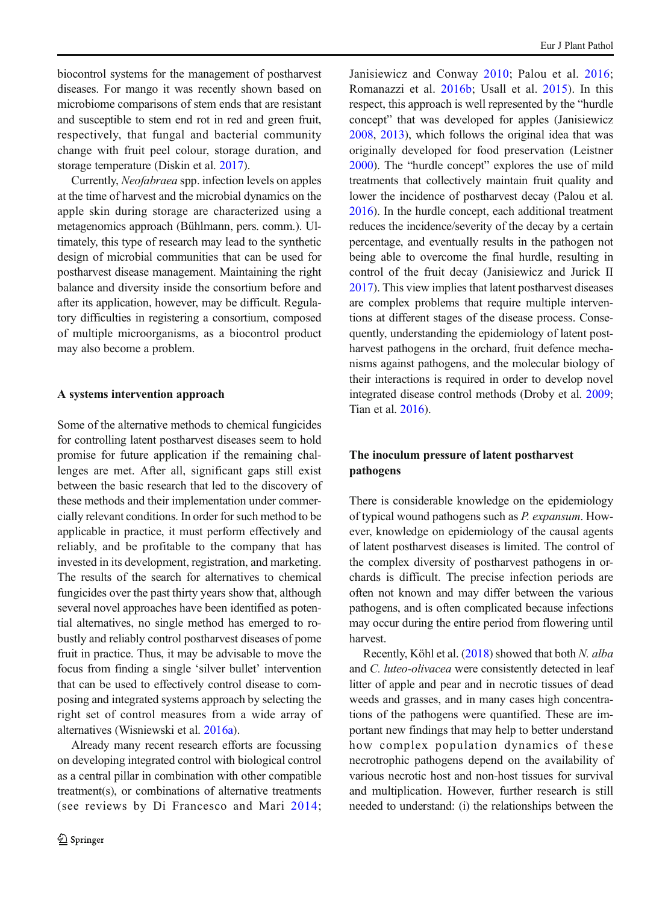biocontrol systems for the management of postharvest diseases. For mango it was recently shown based on microbiome comparisons of stem ends that are resistant and susceptible to stem end rot in red and green fruit, respectively, that fungal and bacterial community change with fruit peel colour, storage duration, and storage temperature (Diskin et al. 2017).

Currently, *Neofabraea* spp. infection levels on apples at the time of harvest and the microbial dynamics on the apple skin during storage are characterized using a metagenomics approach (Bühlmann, pers. comm.). Ultimately, this type of research may lead to the synthetic design of microbial communities that can be used for postharvest disease management. Maintaining the right balance and diversity inside the consortium before and after its application, however, may be difficult. Regulatory difficulties in registering a consortium, composed of multiple microorganisms, as a biocontrol product may also become a problem.

## A systems intervention approach

Some of the alternative methods to chemical fungicides for controlling latent postharvest diseases seem to hold promise for future application if the remaining challenges are met. After all, significant gaps still exist between the basic research that led to the discovery of these methods and their implementation under commercially relevant conditions. In order for such method to be applicable in practice, it must perform effectively and reliably, and be profitable to the company that has invested in its development, registration, and marketing. The results of the search for alternatives to chemical fungicides over the past thirty years show that, although several novel approaches have been identified as potential alternatives, no single method has emerged to robustly and reliably control postharvest diseases of pome fruit in practice. Thus, it may be advisable to move the focus from finding a single 'silver bullet' intervention that can be used to effectively control disease to composing and integrated systems approach by selecting the right set of control measures from a wide array of alternatives (Wisniewski et al. 2016a).

Already many recent research efforts are focussing on developing integrated control with biological control as a central pillar in combination with other compatible treatment(s), or combinations of alternative treatments (see reviews by Di Francesco and Mari 2014; Janisiewicz and Conway 2010; Palou et al. 2016; Romanazzi et al. 2016b; Usall et al. 2015). In this respect, this approach is well represented by the "hurdle concept" that was developed for apples (Janisiewicz 2008, 2013), which follows the original idea that was originally developed for food preservation (Leistner 2000). The "hurdle concept" explores the use of mild treatments that collectively maintain fruit quality and lower the incidence of postharvest decay (Palou et al. 2016). In the hurdle concept, each additional treatment reduces the incidence/severity of the decay by a certain percentage, and eventually results in the pathogen not being able to overcome the final hurdle, resulting in control of the fruit decay (Janisiewicz and Jurick II 2017). This view implies that latent postharvest diseases are complex problems that require multiple interventions at different stages of the disease process. Consequently, understanding the epidemiology of latent postharvest pathogens in the orchard, fruit defence mechanisms against pathogens, and the molecular biology of their interactions is required in order to develop novel integrated disease control methods (Droby et al. 2009; Tian et al. 2016).

## The inoculum pressure of latent postharvest pathogens

There is considerable knowledge on the epidemiology of typical wound pathogens such as *P. expansum*. However, knowledge on epidemiology of the causal agents of latent postharvest diseases is limited. The control of the complex diversity of postharvest pathogens in orchards is difficult. The precise infection periods are often not known and may differ between the various pathogens, and is often complicated because infections may occur during the entire period from flowering until harvest.

Recently, Köhl et al. (2018) showed that both *N. alba* and *C. luteo-olivacea* were consistently detected in leaf litter of apple and pear and in necrotic tissues of dead weeds and grasses, and in many cases high concentrations of the pathogens were quantified. These are important new findings that may help to better understand how complex population dynamics of these necrotrophic pathogens depend on the availability of various necrotic host and non-host tissues for survival and multiplication. However, further research is still needed to understand: (i) the relationships between the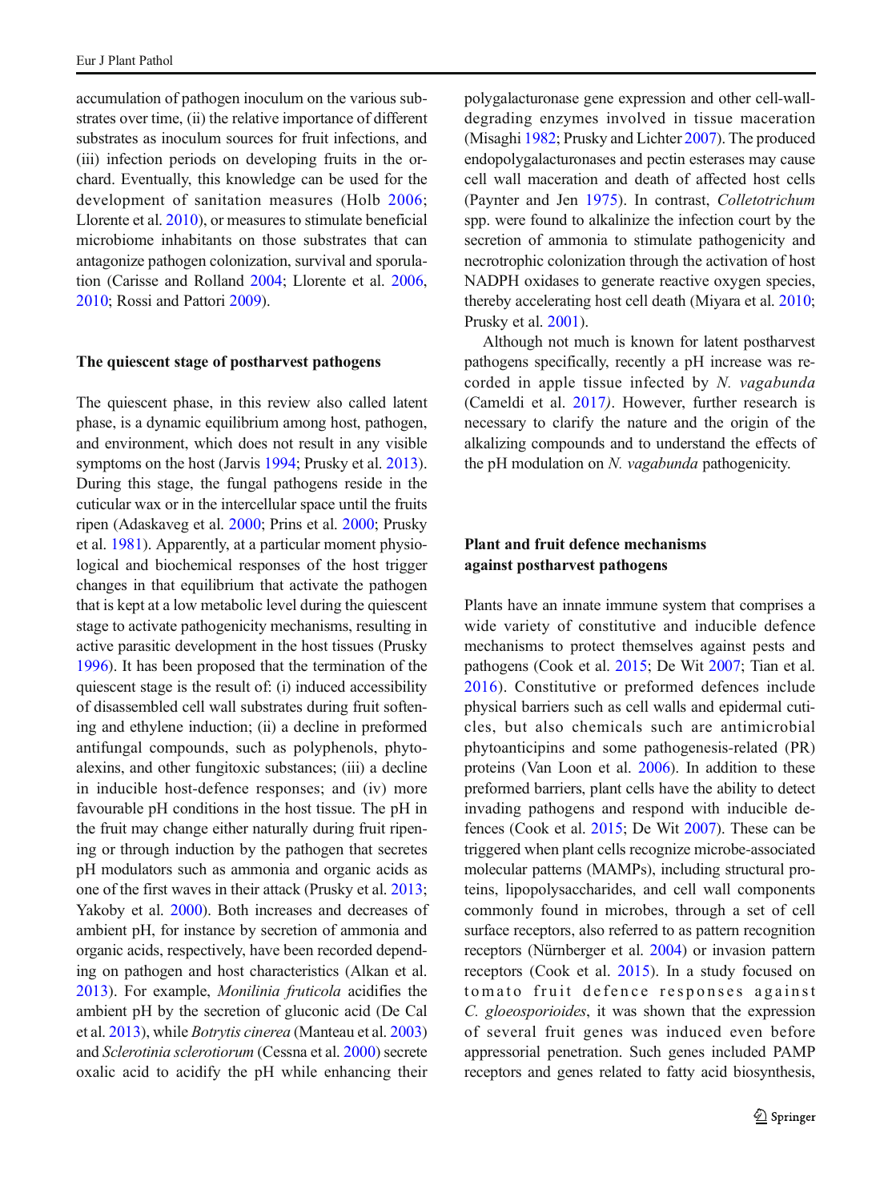accumulation of pathogen inoculum on the various substrates over time, (ii) the relative importance of different substrates as inoculum sources for fruit infections, and (iii) infection periods on developing fruits in the orchard. Eventually, this knowledge can be used for the development of sanitation measures (Holb 2006; Llorente et al. 2010), or measures to stimulate beneficial microbiome inhabitants on those substrates that can antagonize pathogen colonization, survival and sporulation (Carisse and Rolland 2004; Llorente et al. 2006, 2010; Rossi and Pattori 2009).

## The quiescent stage of postharvest pathogens

The quiescent phase, in this review also called latent phase, is a dynamic equilibrium among host, pathogen, and environment, which does not result in any visible symptoms on the host (Jarvis 1994; Prusky et al. 2013). During this stage, the fungal pathogens reside in the cuticular wax or in the intercellular space until the fruits ripen (Adaskaveg et al. 2000; Prins et al. 2000; Prusky et al. 1981). Apparently, at a particular moment physiological and biochemical responses of the host trigger changes in that equilibrium that activate the pathogen that is kept at a low metabolic level during the quiescent stage to activate pathogenicity mechanisms, resulting in active parasitic development in the host tissues (Prusky 1996). It has been proposed that the termination of the quiescent stage is the result of: (i) induced accessibility of disassembled cell wall substrates during fruit softening and ethylene induction; (ii) a decline in preformed antifungal compounds, such as polyphenols, phytoalexins, and other fungitoxic substances; (iii) a decline in inducible host-defence responses; and (iv) more favourable pH conditions in the host tissue. The pH in the fruit may change either naturally during fruit ripening or through induction by the pathogen that secretes pH modulators such as ammonia and organic acids as one of the first waves in their attack (Prusky et al. 2013; Yakoby et al. 2000). Both increases and decreases of ambient pH, for instance by secretion of ammonia and organic acids, respectively, have been recorded depending on pathogen and host characteristics (Alkan et al. 2013). For example, *Monilinia fruticola* acidifies the ambient pH by the secretion of gluconic acid (De Cal et al. 2013), while *Botrytis cinerea* (Manteau et al. 2003) and *Sclerotinia sclerotiorum* (Cessna et al. 2000) secrete oxalic acid to acidify the pH while enhancing their polygalacturonase gene expression and other cell-wall-degrading enzymes involved in tissue maceration (Misaghi 1982; Prusky and Lichter 2007). The produced endopolygalacturonases and pectin esterases may cause cell wall maceration and death of affected host cells (Paynter and Jen 1975). In contrast, *Colletotrichum* spp. were found to alkalinize the infection court by the secretion of ammonia to stimulate pathogenicity and necrotrophic colonization through the activation of host NADPH oxidases to generate reactive oxygen species, thereby accelerating host cell death (Miyara et al. 2010; Prusky et al. 2001).

Although not much is known for latent postharvest pathogens specifically, recently a pH increase was recorded in apple tissue infected by *N. vagabunda* (Cameldi et al. 2017). However, further research is necessary to clarify the nature and the origin of the alkalizing compounds and to understand the effects of the pH modulation on *N. vagabunda* pathogenicity.

## Plant and fruit defence mechanisms against postharvest pathogens

Plants have an innate immune system that comprises a wide variety of constitutive and inducible defence mechanisms to protect themselves against pests and pathogens (Cook et al. 2015; De Wit 2007; Tian et al. 2016). Constitutive or preformed defences include physical barriers such as cell walls and epidermal cuticles, but also chemicals such are antimicrobial phytoanticipins and some pathogenesis-related (PR) proteins (Van Loon et al. 2006). In addition to these preformed barriers, plant cells have the ability to detect invading pathogens and respond with inducible defences (Cook et al. 2015; De Wit 2007). These can be triggered when plant cells recognize microbe-associated molecular patterns (MAMPs), including structural proteins, lipopolysaccharides, and cell wall components commonly found in microbes, through a set of cell surface receptors, also referred to as pattern recognition receptors (Nürnberger et al. 2004) or invasion pattern receptors (Cook et al. 2015). In a study focused on tomato fruit defence responses against *C. gloeosporioides*, it was shown that the expression of several fruit genes was induced even before appressorial penetration. Such genes included PAMP receptors and genes related to fatty acid biosynthesis,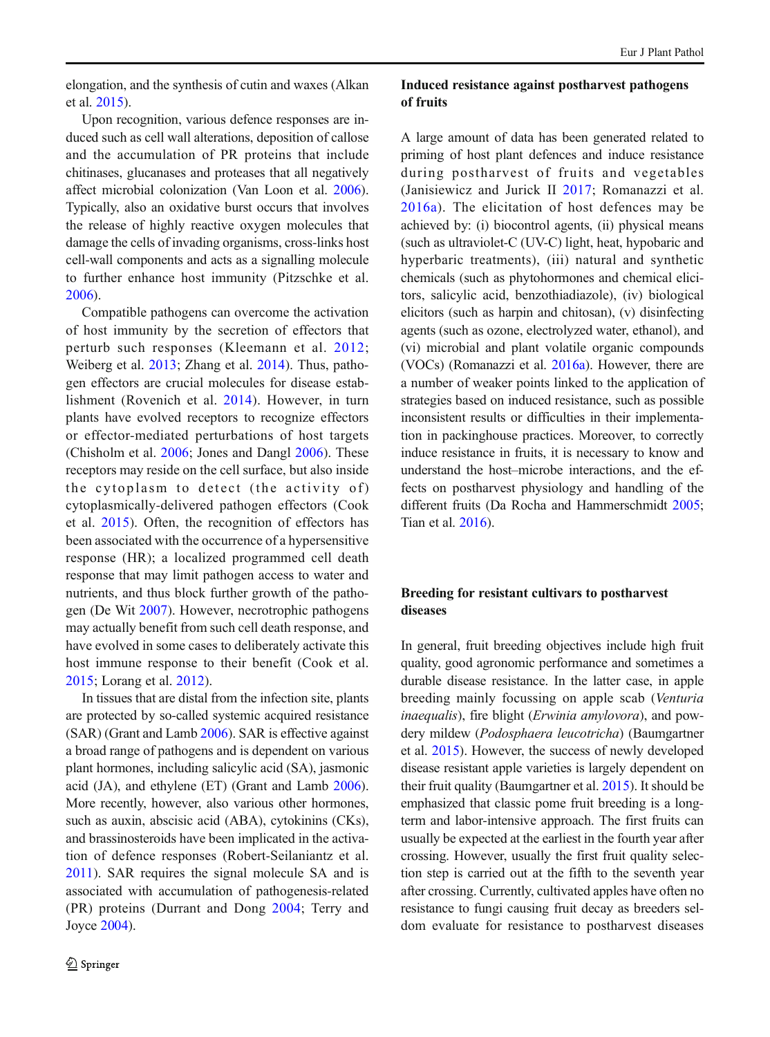elongation, and the synthesis of cutin and waxes (Alkan et al. 2015).

Upon recognition, various defence responses are induced such as cell wall alterations, deposition of callose and the accumulation of PR proteins that include chitinases, glucanases and proteases that all negatively affect microbial colonization (Van Loon et al. 2006). Typically, also an oxidative burst occurs that involves the release of highly reactive oxygen molecules that damage the cells of invading organisms, cross-links host cell-wall components and acts as a signalling molecule to further enhance host immunity (Pitzschke et al. 2006).

Compatible pathogens can overcome the activation of host immunity by the secretion of effectors that perturb such responses (Kleemann et al. 2012; Weiberg et al. 2013; Zhang et al. 2014). Thus, pathogen effectors are crucial molecules for disease establishment (Rovenich et al. 2014). However, in turn plants have evolved receptors to recognize effectors or effector-mediated perturbations of host targets (Chisholm et al. 2006; Jones and Dangl 2006). These receptors may reside on the cell surface, but also inside the cytoplasm to detect (the activity of) cytoplasmically-delivered pathogen effectors (Cook et al. 2015). Often, the recognition of effectors has been associated with the occurrence of a hypersensitive response (HR); a localized programmed cell death response that may limit pathogen access to water and nutrients, and thus block further growth of the pathogen (De Wit 2007). However, necrotrophic pathogens may actually benefit from such cell death response, and have evolved in some cases to deliberately activate this host immune response to their benefit (Cook et al. 2015; Lorang et al. 2012).

In tissues that are distal from the infection site, plants are protected by so-called systemic acquired resistance (SAR) (Grant and Lamb 2006). SAR is effective against a broad range of pathogens and is dependent on various plant hormones, including salicylic acid (SA), jasmonic acid (JA), and ethylene (ET) (Grant and Lamb 2006). More recently, however, also various other hormones, such as auxin, abscisic acid (ABA), cytokinins (CKs), and brassinosteroids have been implicated in the activation of defence responses (Robert-Seilaniantz et al. 2011). SAR requires the signal molecule SA and is associated with accumulation of pathogenesis-related (PR) proteins (Durrant and Dong 2004; Terry and Joyce 2004).

## Induced resistance against postharvest pathogens of fruits

A large amount of data has been generated related to priming of host plant defences and induce resistance during postharvest of fruits and vegetables (Janisiewicz and Jurick II 2017; Romanazzi et al. 2016a). The elicitation of host defences may be achieved by: (i) biocontrol agents, (ii) physical means (such as ultraviolet-C (UV-C) light, heat, hypobaric and hyperbaric treatments), (iii) natural and synthetic chemicals (such as phytohormones and chemical elicitors, salicylic acid, benzothiadiazole), (iv) biological elicitors (such as harpin and chitosan), (v) disinfecting agents (such as ozone, electrolyzed water, ethanol), and (vi) microbial and plant volatile organic compounds (VOCs) (Romanazzi et al. 2016a). However, there are a number of weaker points linked to the application of strategies based on induced resistance, such as possible inconsistent results or difficulties in their implementation in packinghouse practices. Moreover, to correctly induce resistance in fruits, it is necessary to know and understand the host–microbe interactions, and the effects on postharvest physiology and handling of the different fruits (Da Rocha and Hammerschmidt 2005; Tian et al. 2016).

## Breeding for resistant cultivars to postharvest diseases

In general, fruit breeding objectives include high fruit quality, good agronomic performance and sometimes a durable disease resistance. In the latter case, in apple breeding mainly focussing on apple scab (*Venturia inaequalis*), fire blight (*Erwinia amylovora*), and powdery mildew (*Podosphaera leucotricha*) (Baumgartner et al. 2015). However, the success of newly developed disease resistant apple varieties is largely dependent on their fruit quality (Baumgartner et al. 2015). It should be emphasized that classic pome fruit breeding is a long-term and labor-intensive approach. The first fruits can usually be expected at the earliest in the fourth year after crossing. However, usually the first fruit quality selection step is carried out at the fifth to the seventh year after crossing. Currently, cultivated apples have often no resistance to fungi causing fruit decay as breeders seldom evaluate for resistance to postharvest diseases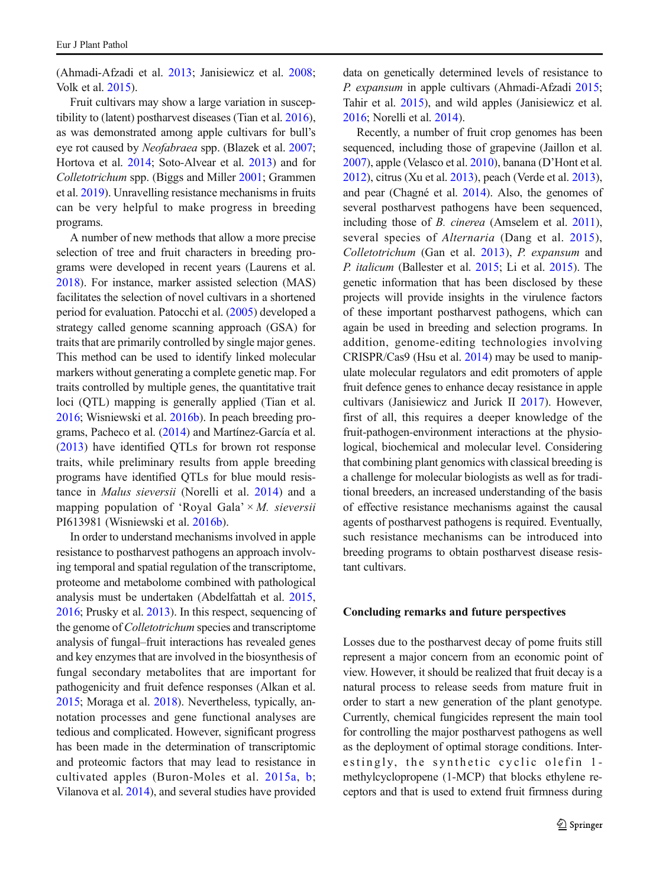(Ahmadi-Afzadi et al. 2013; Janisiewicz et al. 2008; Volk et al. 2015).

Fruit cultivars may show a large variation in susceptibility to (latent) postharvest diseases (Tian et al. 2016), as was demonstrated among apple cultivars for bull's eye rot caused by *Neofabraea* spp. (Blazek et al. 2007; Hortova et al. 2014; Soto-Alvear et al. 2013) and for *Colletotrichum* spp. (Biggs and Miller 2001; Grammen et al. 2019). Unravelling resistance mechanisms in fruits can be very helpful to make progress in breeding programs.

A number of new methods that allow a more precise selection of tree and fruit characters in breeding programs were developed in recent years (Laurens et al. 2018). For instance, marker assisted selection (MAS) facilitates the selection of novel cultivars in a shortened period for evaluation. Patocchi et al. (2005) developed a strategy called genome scanning approach (GSA) for traits that are primarily controlled by single major genes. This method can be used to identify linked molecular markers without generating a complete genetic map. For traits controlled by multiple genes, the quantitative trait loci (QTL) mapping is generally applied (Tian et al. 2016; Wisniewski et al. 2016b). In peach breeding programs, Pacheco et al. (2014) and Martínez-García et al. (2013) have identified QTLs for brown rot response traits, while preliminary results from apple breeding programs have identified QTLs for blue mould resistance in *Malus sieversii* (Norelli et al. 2014) and a mapping population of 'Royal Gala' × *M. sieversii* PI613981 (Wisniewski et al. 2016b).

In order to understand mechanisms involved in apple resistance to postharvest pathogens an approach involving temporal and spatial regulation of the transcriptome, proteome and metabolome combined with pathological analysis must be undertaken (Abdelfattah et al. 2015, 2016; Prusky et al. 2013). In this respect, sequencing of the genome of *Colletotrichum* species and transcriptome analysis of fungal–fruit interactions has revealed genes and key enzymes that are involved in the biosynthesis of fungal secondary metabolites that are important for pathogenicity and fruit defence responses (Alkan et al. 2015; Moraga et al. 2018). Nevertheless, typically, annotation processes and gene functional analyses are tedious and complicated. However, significant progress has been made in the determination of transcriptomic and proteomic factors that may lead to resistance in cultivated apples (Buron-Moles et al. 2015a, b; Vilanova et al. 2014), and several studies have provided data on genetically determined levels of resistance to *P. expansum* in apple cultivars (Ahmadi-Afzadi 2015; Tahir et al. 2015), and wild apples (Janisiewicz et al. 2016; Norelli et al. 2014).

Recently, a number of fruit crop genomes has been sequenced, including those of grapevine (Jaillon et al. 2007), apple (Velasco et al. 2010), banana (D'Hont et al. 2012), citrus (Xu et al. 2013), peach (Verde et al. 2013), and pear (Chagné et al. 2014). Also, the genomes of several postharvest pathogens have been sequenced, including those of *B. cinerea* (Amselem et al. 2011), several species of *Alternaria* (Dang et al. 2015), *Colletotrichum* (Gan et al. 2013), *P. expansum* and *P. italicum* (Ballester et al. 2015; Li et al. 2015). The genetic information that has been disclosed by these projects will provide insights in the virulence factors of these important postharvest pathogens, which can again be used in breeding and selection programs. In addition, genome-editing technologies involving CRISPR/Cas9 (Hsu et al. 2014) may be used to manipulate molecular regulators and edit promoters of apple fruit defence genes to enhance decay resistance in apple cultivars (Janisiewicz and Jurick II 2017). However, first of all, this requires a deeper knowledge of the fruit-pathogen-environment interactions at the physiological, biochemical and molecular level. Considering that combining plant genomics with classical breeding is a challenge for molecular biologists as well as for traditional breeders, an increased understanding of the basis of effective resistance mechanisms against the causal agents of postharvest pathogens is required. Eventually, such resistance mechanisms can be introduced into breeding programs to obtain postharvest disease resistant cultivars.

## Concluding remarks and future perspectives

Losses due to the postharvest decay of pome fruits still represent a major concern from an economic point of view. However, it should be realized that fruit decay is a natural process to release seeds from mature fruit in order to start a new generation of the plant genotype. Currently, chemical fungicides represent the main tool for controlling the major postharvest pathogens as well as the deployment of optimal storage conditions. Interestingly, the synthetic cyclic olefin 1-methylcyclopropene (1-MCP) that blocks ethylene receptors and that is used to extend fruit firmness during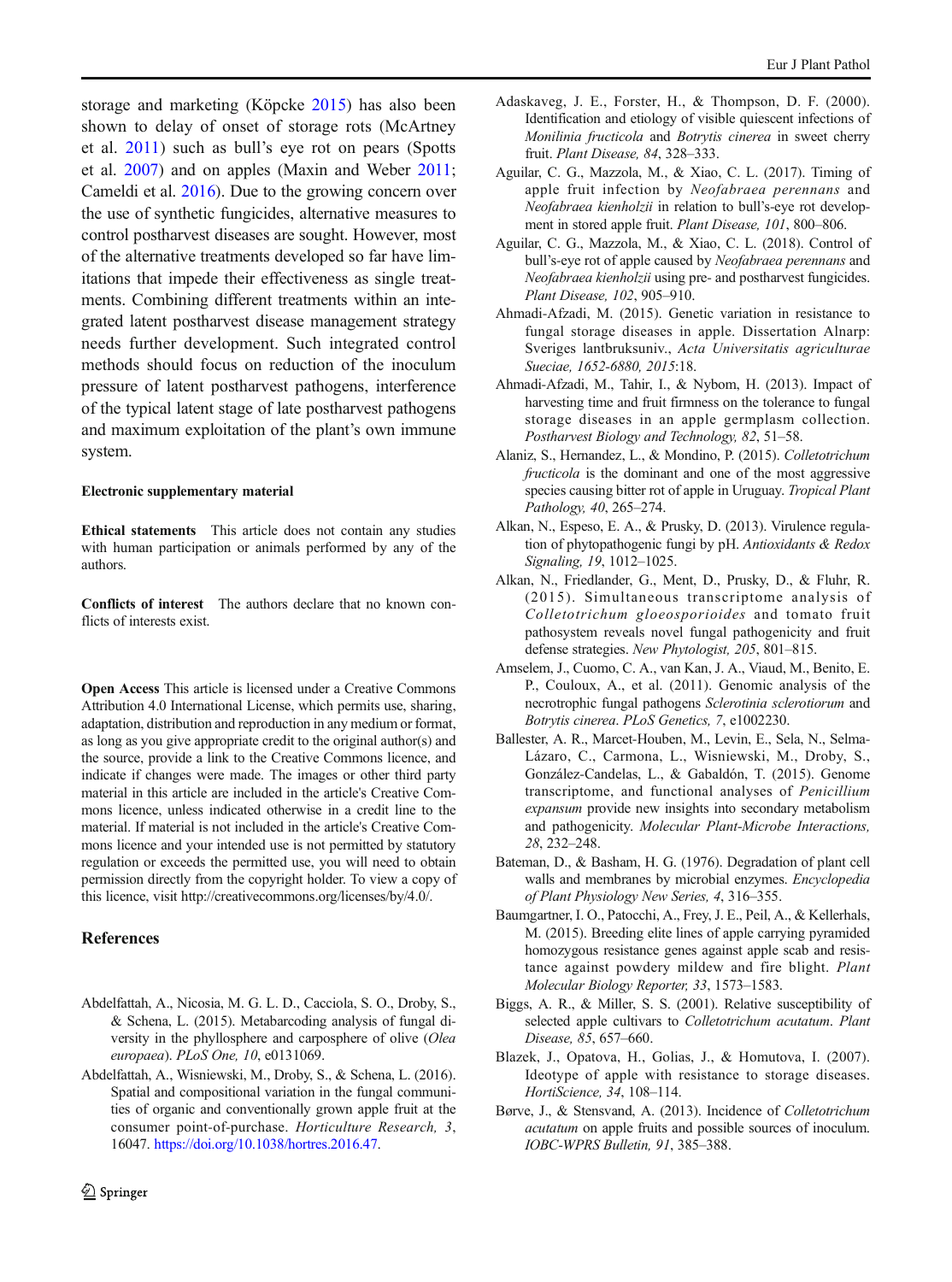storage and marketing (Köpcke 2015) has also been shown to delay of onset of storage rots (McArtney et al. 2011) such as bull's eye rot on pears (Spotts et al. 2007) and on apples (Maxin and Weber 2011; Cameldi et al. 2016). Due to the growing concern over the use of synthetic fungicides, alternative measures to control postharvest diseases are sought. However, most of the alternative treatments developed so far have limitations that impede their effectiveness as single treatments. Combining different treatments within an integrated latent postharvest disease management strategy needs further development. Such integrated control methods should focus on reduction of the inoculum pressure of latent postharvest pathogens, interference of the typical latent stage of late postharvest pathogens and maximum exploitation of the plant's own immune system.

**Electronic supplementary material**

**Ethical statements** This article does not contain any studies with human participation or animals performed by any of the authors.

**Conflicts of interest** The authors declare that no known conflicts of interests exist.

**Open Access** This article is licensed under a Creative Commons Attribution 4.0 International License, which permits use, sharing, adaptation, distribution and reproduction in any medium or format, as long as you give appropriate credit to the original author(s) and the source, provide a link to the Creative Commons licence, and indicate if changes were made. The images or other third party material in this article are included in the article's Creative Commons licence, unless indicated otherwise in a credit line to the material. If material is not included in the article's Creative Commons licence and your intended use is not permitted by statutory regulation or exceeds the permitted use, you will need to obtain permission directly from the copyright holder. To view a copy of this licence, visit http://creativecommons.org/licenses/by/4.0/.

## References

Abdelfattah, A., Nicosia, M. G. L. D., Cacciola, S. O., Droby, S., & Schena, L. (2015). Metabarcoding analysis of fungal diversity in the phyllosphere and carposphere of olive (*Olea europaea*). *PLoS One, 10*, e0131069.

Abdelfattah, A., Wisniewski, M., Droby, S., & Schena, L. (2016). Spatial and compositional variation in the fungal communities of organic and conventionally grown apple fruit at the consumer point-of-purchase. *Horticulture Research, 3*, 16047. https://doi.org/10.1038/hortres.2016.47.

Adaskaveg, J. E., Forster, H., & Thompson, D. F. (2000). Identification and etiology of visible quiescent infections of *Monilinia fructicola* and *Botrytis cinerea* in sweet cherry fruit. *Plant Disease, 84*, 328–333.

Aguilar, C. G., Mazzola, M., & Xiao, C. L. (2017). Timing of apple fruit infection by *Neofabraea perennans* and *Neofabraea kienholzii* in relation to bull's-eye rot development in stored apple fruit. *Plant Disease, 101*, 800–806.

Aguilar, C. G., Mazzola, M., & Xiao, C. L. (2018). Control of bull's-eye rot of apple caused by *Neofabraea perennans* and *Neofabraea kienholzii* using pre- and postharvest fungicides. *Plant Disease, 102*, 905–910.

Ahmadi-Afzadi, M. (2015). Genetic variation in resistance to fungal storage diseases in apple. Dissertation Alnarp: Sveriges lantbruksuniv., *Acta Universitatis agriculturae Sueciae, 1652-6880, 2015*:18.

Ahmadi-Afzadi, M., Tahir, I., & Nybom, H. (2013). Impact of harvesting time and fruit firmness on the tolerance to fungal storage diseases in an apple germplasm collection. *Postharvest Biology and Technology, 82*, 51–58.

Alaniz, S., Hernandez, L., & Mondino, P. (2015). *Colletotrichum fructicola* is the dominant and one of the most aggressive species causing bitter rot of apple in Uruguay. *Tropical Plant Pathology, 40*, 265–274.

Alkan, N., Espeso, E. A., & Prusky, D. (2013). Virulence regulation of phytopathogenic fungi by pH. *Antioxidants & Redox Signaling, 19*, 1012–1025.

Alkan, N., Friedlander, G., Ment, D., Prusky, D., & Fluhr, R. (2015). Simultaneous transcriptome analysis of *Colletotrichum gloeosporioides* and tomato fruit pathosystem reveals novel fungal pathogenicity and fruit defense strategies. *New Phytologist, 205*, 801–815.

Amselem, J., Cuomo, C. A., van Kan, J. A., Viaud, M., Benito, E. P., Couloux, A., et al. (2011). Genomic analysis of the necrotrophic fungal pathogens *Sclerotinia sclerotiorum* and *Botrytis cinerea*. *PLoS Genetics, 7*, e1002230.

Ballester, A. R., Marcet-Houben, M., Levin, E., Sela, N., Selma-Lázaro, C., Carmona, L., Wisniewski, M., Droby, S., González-Candelas, L., & Gabaldón, T. (2015). Genome transcriptome, and functional analyses of *Penicillium expansum* provide new insights into secondary metabolism and pathogenicity. *Molecular Plant-Microbe Interactions, 28*, 232–248.

Bateman, D., & Basham, H. G. (1976). Degradation of plant cell walls and membranes by microbial enzymes. *Encyclopedia of Plant Physiology New Series, 4*, 316–355.

Baumgartner, I. O., Patocchi, A., Frey, J. E., Peil, A., & Kellerhals, M. (2015). Breeding elite lines of apple carrying pyramided homozygous resistance genes against apple scab and resistance against powdery mildew and fire blight. *Plant Molecular Biology Reporter, 33*, 1573–1583.

Biggs, A. R., & Miller, S. S. (2001). Relative susceptibility of selected apple cultivars to *Colletotrichum acutatum*. *Plant Disease, 85*, 657–660.

Blazek, J., Opatova, H., Golias, J., & Homutova, I. (2007). Ideotype of apple with resistance to storage diseases. *HortiScience, 34*, 108–114.

Børve, J., & Stensvand, A. (2013). Incidence of *Colletotrichum acutatum* on apple fruits and possible sources of inoculum. *IOBC-WPRS Bulletin, 91*, 385–388.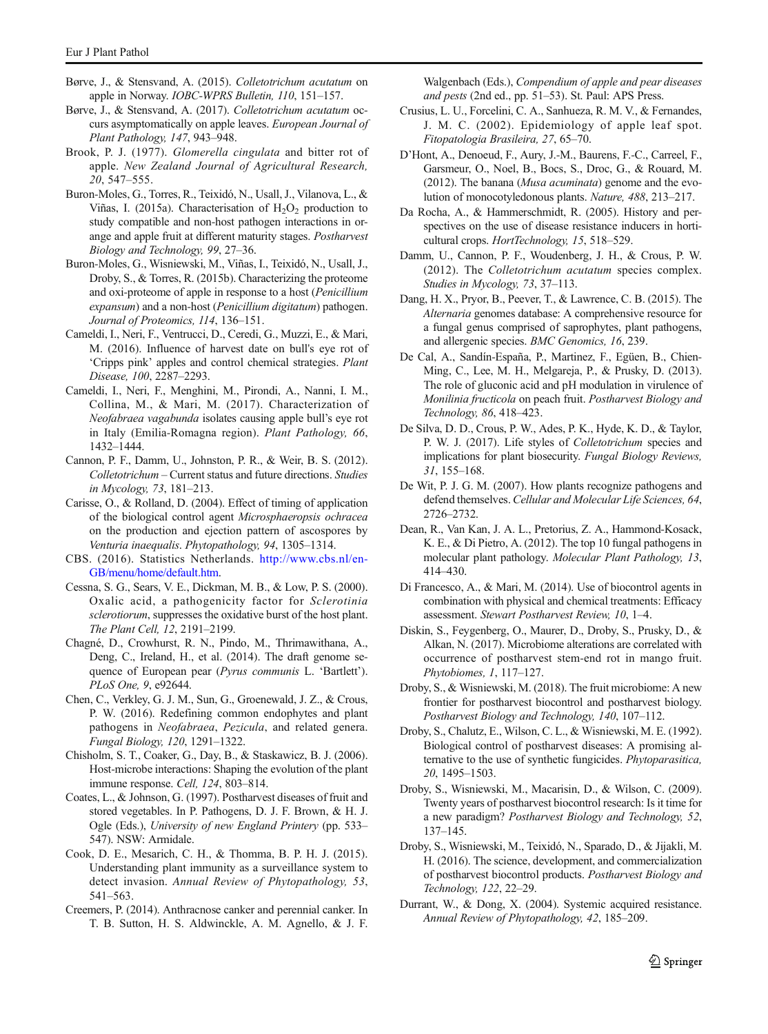Børve, J., & Stensvand, A. (2015). *Colletotrichum acutatum* on apple in Norway. *IOBC-WPRS Bulletin, 110*, 151–157.

Børve, J., & Stensvand, A. (2017). *Colletotrichum acutatum* occurs asymptomatically on apple leaves. *European Journal of Plant Pathology, 147*, 943–948.

Brook, P. J. (1977). *Glomerella cingulata* and bitter rot of apple. *New Zealand Journal of Agricultural Research, 20*, 547–555.

Buron-Moles, G., Torres, R., Teixidó, N., Usall, J., Vilanova, L., & Viñas, I. (2015a). Characterisation of $H_2O_2$ production to study compatible and non-host pathogen interactions in orange and apple fruit at different maturity stages. *Postharvest Biology and Technology, 99*, 27–36.

Buron-Moles, G., Wisniewski, M., Viñas, I., Teixidó, N., Usall, J., Droby, S., & Torres, R. (2015b). Characterizing the proteome and oxi-proteome of apple in response to a host (*Penicillium expansum*) and a non-host (*Penicillium digitatum*) pathogen. *Journal of Proteomics, 114*, 136–151.

Cameldi, I., Neri, F., Ventrucci, D., Ceredi, G., Muzzi, E., & Mari, M. (2016). Influence of harvest date on bull's eye rot of 'Cripps pink' apples and control chemical strategies. *Plant Disease, 100*, 2287–2293.

Cameldi, I., Neri, F., Menghini, M., Pirondi, A., Nanni, I. M., Collina, M., & Mari, M. (2017). Characterization of *Neofabraea vagabunda* isolates causing apple bull's eye rot in Italy (Emilia-Romagna region). *Plant Pathology, 66*, 1432–1444.

Cannon, P. F., Damm, U., Johnston, P. R., & Weir, B. S. (2012). *Colletotrichum* – Current status and future directions. *Studies in Mycology, 73*, 181–213.

Carisse, O., & Rolland, D. (2004). Effect of timing of application of the biological control agent *Microsphaeropsis ochracea* on the production and ejection pattern of ascospores by *Venturia inaequalis*. *Phytopathology, 94*, 1305–1314.

CBS. (2016). Statistics Netherlands. http://www.cbs.nl/en-GB/menu/home/default.htm.

Cessna, S. G., Sears, V. E., Dickman, M. B., & Low, P. S. (2000). Oxalic acid, a pathogenicity factor for *Sclerotinia sclerotiorum*, suppresses the oxidative burst of the host plant. *The Plant Cell, 12*, 2191–2199.

Chagné, D., Crowhurst, R. N., Pindo, M., Thrimawithana, A., Deng, C., Ireland, H., et al. (2014). The draft genome sequence of European pear (*Pyrus communis* L. 'Bartlett'). *PLoS One, 9*, e92644.

Chen, C., Verkley, G. J. M., Sun, G., Groenewald, J. Z., & Crous, P. W. (2016). Redefining common endophytes and plant pathogens in *Neofabraea*, *Pezicula*, and related genera. *Fungal Biology, 120*, 1291–1322.

Chisholm, S. T., Coaker, G., Day, B., & Staskawicz, B. J. (2006). Host-microbe interactions: Shaping the evolution of the plant immune response. *Cell, 124*, 803–814.

Coates, L., & Johnson, G. (1997). Postharvest diseases of fruit and stored vegetables. In P. Pathogens, D. J. F. Brown, & H. J. Ogle (Eds.), *University of new England Printery* (pp. 533–547). NSW: Armidale.

Cook, D. E., Mesarich, C. H., & Thomma, B. P. H. J. (2015). Understanding plant immunity as a surveillance system to detect invasion. *Annual Review of Phytopathology, 53*, 541–563.

Creemers, P. (2014). Anthracnose canker and perennial canker. In T. B. Sutton, H. S. Aldwinckle, A. M. Agnello, & J. F. Walgenbach (Eds.), *Compendium of apple and pear diseases and pests* (2nd ed., pp. 51–53). St. Paul: APS Press.

Crusius, L. U., Forcelini, C. A., Sanhueza, R. M. V., & Fernandes, J. M. C. (2002). Epidemiology of apple leaf spot. *Fitopatologia Brasileira, 27*, 65–70.

D'Hont, A., Denoeud, F., Aury, J.-M., Baurens, F.-C., Carreel, F., Garsmeur, O., Noel, B., Bocs, S., Droc, G., & Rouard, M. (2012). The banana (*Musa acuminata*) genome and the evolution of monocotyledonous plants. *Nature, 488*, 213–217.

Da Rocha, A., & Hammerschmidt, R. (2005). History and perspectives on the use of disease resistance inducers in horticultural crops. *HortTechnology, 15*, 518–529.

Damm, U., Cannon, P. F., Woudenberg, J. H., & Crous, P. W. (2012). The *Colletotrichum acutatum* species complex. *Studies in Mycology, 73*, 37–113.

Dang, H. X., Pryor, B., Peever, T., & Lawrence, C. B. (2015). The *Alternaria* genomes database: A comprehensive resource for a fungal genus comprised of saprophytes, plant pathogens, and allergenic species. *BMC Genomics, 16*, 239.

De Cal, A., Sandín-España, P., Martinez, F., Egüen, B., Chien-Ming, C., Lee, M. H., Melgareja, P., & Prusky, D. (2013). The role of gluconic acid and pH modulation in virulence of *Monilinia fructicola* on peach fruit. *Postharvest Biology and Technology, 86*, 418–423.

De Silva, D. D., Crous, P. W., Ades, P. K., Hyde, K. D., & Taylor, P. W. J. (2017). Life styles of *Colletotrichum* species and implications for plant biosecurity. *Fungal Biology Reviews, 31*, 155–168.

De Wit, P. J. G. M. (2007). How plants recognize pathogens and defend themselves. *Cellular and Molecular Life Sciences, 64*, 2726–2732.

Dean, R., Van Kan, J. A. L., Pretorius, Z. A., Hammond-Kosack, K. E., & Di Pietro, A. (2012). The top 10 fungal pathogens in molecular plant pathology. *Molecular Plant Pathology, 13*, 414–430.

Di Francesco, A., & Mari, M. (2014). Use of biocontrol agents in combination with physical and chemical treatments: Efficacy assessment. *Stewart Postharvest Review, 10*, 1–4.

Diskin, S., Feygenberg, O., Maurer, D., Droby, S., Prusky, D., & Alkan, N. (2017). Microbiome alterations are correlated with occurrence of postharvest stem-end rot in mango fruit. *Phytobiomes, 1*, 117–127.

Droby, S., & Wisniewski, M. (2018). The fruit microbiome: A new frontier for postharvest biocontrol and postharvest biology. *Postharvest Biology and Technology, 140*, 107–112.

Droby, S., Chalutz, E., Wilson, C. L., & Wisniewski, M. E. (1992). Biological control of postharvest diseases: A promising alternative to the use of synthetic fungicides. *Phytoparasitica, 20*, 1495–1503.

Droby, S., Wisniewski, M., Macarisin, D., & Wilson, C. (2009). Twenty years of postharvest biocontrol research: Is it time for a new paradigm? *Postharvest Biology and Technology, 52*, 137–145.

Droby, S., Wisniewski, M., Teixidó, N., Sparado, D., & Jijakli, M. H. (2016). The science, development, and commercialization of postharvest biocontrol products. *Postharvest Biology and Technology, 122*, 22–29.

Durrant, W., & Dong, X. (2004). Systemic acquired resistance. *Annual Review of Phytopathology, 42*, 185–209.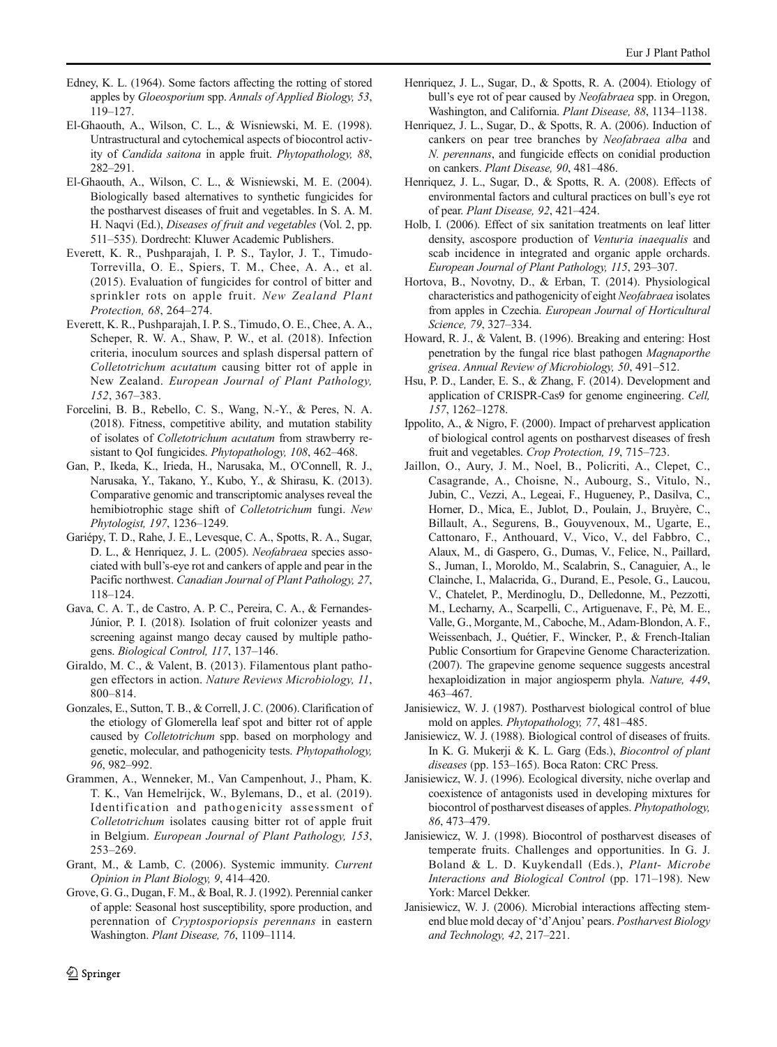Edney, K. L. (1964). Some factors affecting the rotting of stored apples by *Gloeosporium* spp. *Annals of Applied Biology, 53*, 119–127.

El-Ghaouth, A., Wilson, C. L., & Wisniewski, M. E. (1998). Untrastructural and cytochemical aspects of biocontrol activity of *Candida saitona* in apple fruit. *Phytopathology, 88*, 282–291.

El-Ghaouth, A., Wilson, C. L., & Wisniewski, M. E. (2004). Biologically based alternatives to synthetic fungicides for the postharvest diseases of fruit and vegetables. In S. A. M. H. Naqvi (Ed.), *Diseases of fruit and vegetables* (Vol. 2, pp. 511–535). Dordrecht: Kluwer Academic Publishers.

Everett, K. R., Pushparajah, I. P. S., Taylor, J. T., Timudo-Torrevilla, O. E., Spiers, T. M., Chee, A. A., et al. (2015). Evaluation of fungicides for control of bitter and sprinkler rots on apple fruit. *New Zealand Plant Protection, 68*, 264–274.

Everett, K. R., Pushparajah, I. P. S., Timudo, O. E., Chee, A. A., Scheper, R. W. A., Shaw, P. W., et al. (2018). Infection criteria, inoculum sources and splash dispersal pattern of *Colletotrichum acutatum* causing bitter rot of apple in New Zealand. *European Journal of Plant Pathology, 152*, 367–383.

Forcelini, B. B., Rebello, C. S., Wang, N.-Y., & Peres, N. A. (2018). Fitness, competitive ability, and mutation stability of isolates of *Colletotrichum acutatum* from strawberry resistant to QoI fungicides. *Phytopathology, 108*, 462–468.

Gan, P., Ikeda, K., Irieda, H., Narusaka, M., O'Connell, R. J., Narusaka, Y., Takano, Y., Kubo, Y., & Shirasu, K. (2013). Comparative genomic and transcriptomic analyses reveal the hemibiotrophic stage shift of *Colletotrichum* fungi. *New Phytologist, 197*, 1236–1249.

Gariépy, T. D., Rahe, J. E., Levesque, C. A., Spotts, R. A., Sugar, D. L., & Henriquez, J. L. (2005). *Neofabraea* species associated with bull's-eye rot and cankers of apple and pear in the Pacific northwest. *Canadian Journal of Plant Pathology, 27*, 118–124.

Gava, C. A. T., de Castro, A. P. C., Pereira, C. A., & Fernandes-Júnior, P. I. (2018). Isolation of fruit colonizer yeasts and screening against mango decay caused by multiple pathogens. *Biological Control, 117*, 137–146.

Giraldo, M. C., & Valent, B. (2013). Filamentous plant pathogen effectors in action. *Nature Reviews Microbiology, 11*, 800–814.

Gonzales, E., Sutton, T. B., & Correll, J. C. (2006). Clarification of the etiology of Glomerella leaf spot and bitter rot of apple caused by *Colletotrichum* spp. based on morphology and genetic, molecular, and pathogenicity tests. *Phytopathology, 96*, 982–992.

Grammen, A., Wenneker, M., Van Campenhout, J., Pham, K. T. K., Van Hemelrijck, W., Bylemans, D., et al. (2019). Identification and pathogenicity assessment of *Colletotrichum* isolates causing bitter rot of apple fruit in Belgium. *European Journal of Plant Pathology, 153*, 253–269.

Grant, M., & Lamb, C. (2006). Systemic immunity. *Current Opinion in Plant Biology, 9*, 414–420.

Grove, G. G., Dugan, F. M., & Boal, R. J. (1992). Perennial canker of apple: Seasonal host susceptibility, spore production, and perennation of *Cryptosporiopsis perennans* in eastern Washington. *Plant Disease, 76*, 1109–1114.

Henriquez, J. L., Sugar, D., & Spotts, R. A. (2004). Etiology of bull's eye rot of pear caused by *Neofabraea* spp. in Oregon, Washington, and California. *Plant Disease, 88*, 1134–1138.

Henriquez, J. L., Sugar, D., & Spotts, R. A. (2006). Induction of cankers on pear tree branches by *Neofabraea alba* and *N. perennans*, and fungicide effects on conidial production on cankers. *Plant Disease, 90*, 481–486.

Henriquez, J. L., Sugar, D., & Spotts, R. A. (2008). Effects of environmental factors and cultural practices on bull's eye rot of pear. *Plant Disease, 92*, 421–424.

Holb, I. (2006). Effect of six sanitation treatments on leaf litter density, ascospore production of *Venturia inaequalis* and scab incidence in integrated and organic apple orchards. *European Journal of Plant Pathology, 115*, 293–307.

Hortova, B., Novotny, D., & Erban, T. (2014). Physiological characteristics and pathogenicity of eight *Neofabraea* isolates from apples in Czechia. *European Journal of Horticultural Science, 79*, 327–334.

Howard, R. J., & Valent, B. (1996). Breaking and entering: Host penetration by the fungal rice blast pathogen *Magnaporthe grisea*. *Annual Review of Microbiology, 50*, 491–512.

Hsu, P. D., Lander, E. S., & Zhang, F. (2014). Development and application of CRISPR-Cas9 for genome engineering. *Cell, 157*, 1262–1278.

Ippolito, A., & Nigro, F. (2000). Impact of preharvest application of biological control agents on postharvest diseases of fresh fruit and vegetables. *Crop Protection, 19*, 715–723.

Jaillon, O., Aury, J. M., Noel, B., Policriti, A., Clepet, C., Casagrande, A., Choisne, N., Aubourg, S., Vitulo, N., Jubin, C., Vezzi, A., Legeai, F., Hugueney, P., Dasilva, C., Horner, D., Mica, E., Jublot, D., Poulain, J., Bruyère, C., Billault, A., Segurens, B., Gouyvenoux, M., Ugarte, E., Cattonaro, F., Anthouard, V., Vico, V., del Fabbro, C., Alaux, M., di Gaspero, G., Dumas, V., Felice, N., Paillard, S., Juman, I., Moroldo, M., Scalabrin, S., Canaguier, A., le Clainche, I., Malacrida, G., Durand, E., Pesole, G., Laucou, V., Chatelet, P., Merdinoglu, D., Delledonne, M., Pezzotti, M., Lecharny, A., Scarpelli, C., Artiguenave, F., Pè, M. E., Valle, G., Morgante, M., Caboche, M., Adam-Blondon, A. F., Weissenbach, J., Quétier, F., Wincker, P., & French-Italian Public Consortium for Grapevine Genome Characterization. (2007). The grapevine genome sequence suggests ancestral hexaploidization in major angiosperm phyla. *Nature, 449*, 463–467.

Janisiewicz, W. J. (1987). Postharvest biological control of blue mold on apples. *Phytopathology, 77*, 481–485.

Janisiewicz, W. J. (1988). Biological control of diseases of fruits. In K. G. Mukerji & K. L. Garg (Eds.), *Biocontrol of plant diseases* (pp. 153–165). Boca Raton: CRC Press.

Janisiewicz, W. J. (1996). Ecological diversity, niche overlap and coexistence of antagonists used in developing mixtures for biocontrol of postharvest diseases of apples. *Phytopathology, 86*, 473–479.

Janisiewicz, W. J. (1998). Biocontrol of postharvest diseases of temperate fruits. Challenges and opportunities. In G. J. Boland & L. D. Kuykendall (Eds.), *Plant- Microbe Interactions and Biological Control* (pp. 171–198). New York: Marcel Dekker.

Janisiewicz, W. J. (2006). Microbial interactions affecting stem-end blue mold decay of 'd'Anjou' pears. *Postharvest Biology and Technology, 42*, 217–221.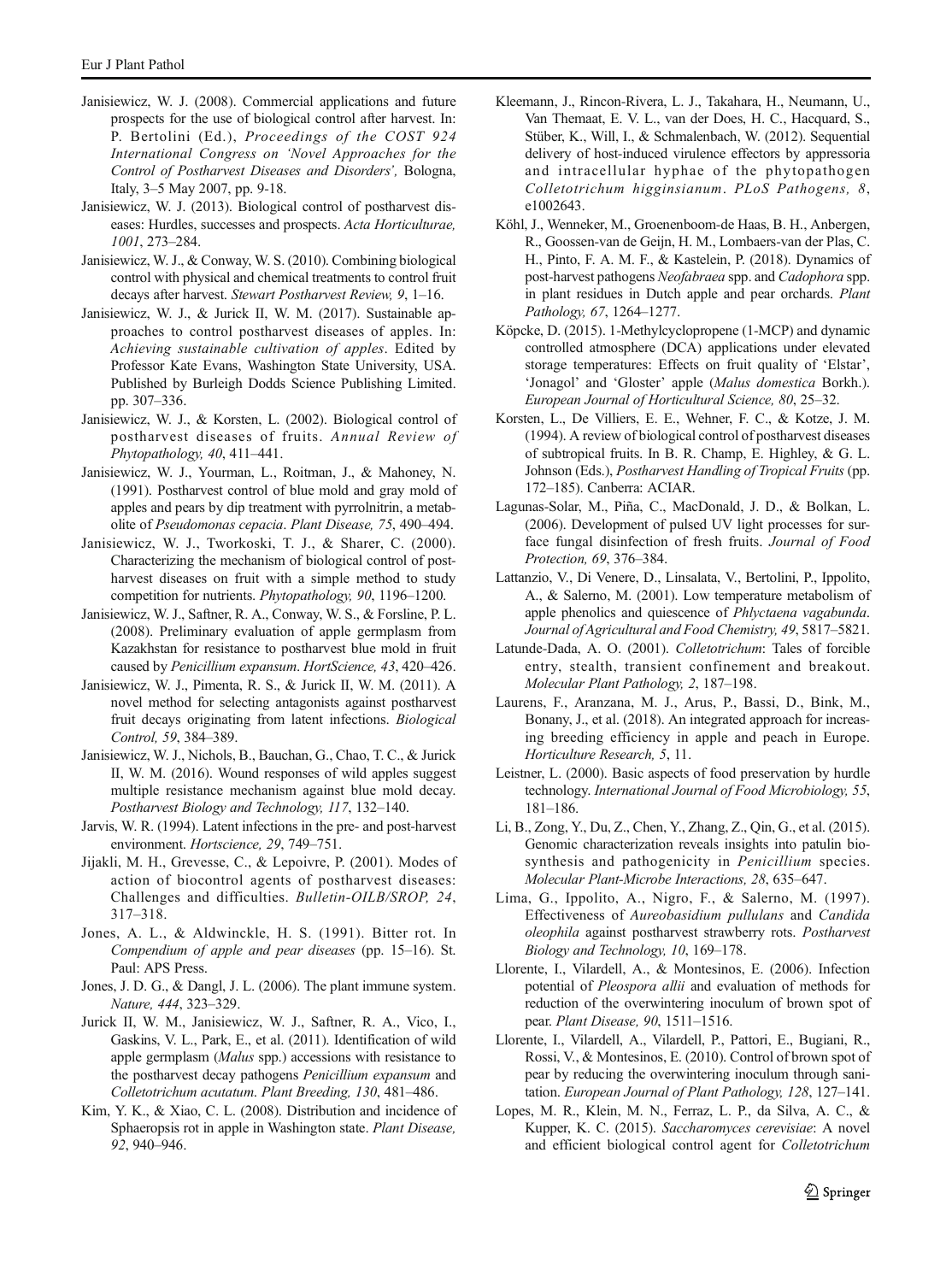Janisiewicz, W. J. (2008). Commercial applications and future prospects for the use of biological control after harvest. In: P. Bertolini (Ed.), *Proceedings of the COST 924 International Congress on 'Novel Approaches for the Control of Postharvest Diseases and Disorders'*, Bologna, Italy, 3–5 May 2007, pp. 9-18.

Janisiewicz, W. J. (2013). Biological control of postharvest diseases: Hurdles, successes and prospects. *Acta Horticulturae, 1001*, 273–284.

Janisiewicz, W. J., & Conway, W. S. (2010). Combining biological control with physical and chemical treatments to control fruit decays after harvest. *Stewart Postharvest Review, 9*, 1–16.

Janisiewicz, W. J., & Jurick II, W. M. (2017). Sustainable approaches to control postharvest diseases of apples. In: *Achieving sustainable cultivation of apples*. Edited by Professor Kate Evans, Washington State University, USA. Published by Burleigh Dodds Science Publishing Limited. pp. 307–336.

Janisiewicz, W. J., & Korsten, L. (2002). Biological control of postharvest diseases of fruits. *Annual Review of Phytopathology, 40*, 411–441.

Janisiewicz, W. J., Yourman, L., Roitman, J., & Mahoney, N. (1991). Postharvest control of blue mold and gray mold of apples and pears by dip treatment with pyrrolnitrin, a metabolite of *Pseudomonas cepacia*. *Plant Disease, 75*, 490–494.

Janisiewicz, W. J., Tworkoski, T. J., & Sharer, C. (2000). Characterizing the mechanism of biological control of postharvest diseases on fruit with a simple method to study competition for nutrients. *Phytopathology, 90*, 1196–1200.

Janisiewicz, W. J., Saftner, R. A., Conway, W. S., & Forsline, P. L. (2008). Preliminary evaluation of apple germplasm from Kazakhstan for resistance to postharvest blue mold in fruit caused by *Penicillium expansum*. *HortScience, 43*, 420–426.

Janisiewicz, W. J., Pimenta, R. S., & Jurick II, W. M. (2011). A novel method for selecting antagonists against postharvest fruit decays originating from latent infections. *Biological Control, 59*, 384–389.

Janisiewicz, W. J., Nichols, B., Bauchan, G., Chao, T. C., & Jurick II, W. M. (2016). Wound responses of wild apples suggest multiple resistance mechanism against blue mold decay. *Postharvest Biology and Technology, 117*, 132–140.

Jarvis, W. R. (1994). Latent infections in the pre- and post-harvest environment. *Hortscience, 29*, 749–751.

Jijakli, M. H., Grevesse, C., & Lepoivre, P. (2001). Modes of action of biocontrol agents of postharvest diseases: Challenges and difficulties. *Bulletin-OILB/SROP, 24*, 317–318.

Jones, A. L., & Aldwinckle, H. S. (1991). Bitter rot. In *Compendium of apple and pear diseases* (pp. 15–16). St. Paul: APS Press.

Jones, J. D. G., & Dangl, J. L. (2006). The plant immune system. *Nature, 444*, 323–329.

Jurick II, W. M., Janisiewicz, W. J., Saftner, R. A., Vico, I., Gaskins, V. L., Park, E., et al. (2011). Identification of wild apple germplasm (*Malus* spp.) accessions with resistance to the postharvest decay pathogens *Penicillium expansum* and *Colletotrichum acutatum*. *Plant Breeding, 130*, 481–486.

Kim, Y. K., & Xiao, C. L. (2008). Distribution and incidence of Sphaeropsis rot in apple in Washington state. *Plant Disease, 92*, 940–946.

Kleemann, J., Rincon-Rivera, L. J., Takahara, H., Neumann, U., Van Themaat, E. V. L., van der Does, H. C., Hacquard, S., Stüber, K., Will, I., & Schmalenbach, W. (2012). Sequential delivery of host-induced virulence effectors by appressoria and intracellular hyphae of the phytopathogen *Colletotrichum higginsianum*. *PLoS Pathogens, 8*, e1002643.

Köhl, J., Wenneker, M., Groenenboom-de Haas, B. H., Anbergen, R., Goossen-van de Geijn, H. M., Lombaers-van der Plas, C. H., Pinto, F. A. M. F., & Kastelein, P. (2018). Dynamics of post-harvest pathogens *Neofabraea* spp. and *Cadophora* spp. in plant residues in Dutch apple and pear orchards. *Plant Pathology, 67*, 1264–1277.

Köpcke, D. (2015). 1-Methylcyclopropene (1-MCP) and dynamic controlled atmosphere (DCA) applications under elevated storage temperatures: Effects on fruit quality of 'Elstar', 'Jonagol' and 'Gloster' apple (*Malus domestica* Borkh.). *European Journal of Horticultural Science, 80*, 25–32.

Korsten, L., De Villiers, E. E., Wehner, F. C., & Kotze, J. M. (1994). A review of biological control of postharvest diseases of subtropical fruits. In B. R. Champ, E. Highley, & G. L. Johnson (Eds.), *Postharvest Handling of Tropical Fruits* (pp. 172–185). Canberra: ACIAR.

Lagunas-Solar, M., Piña, C., MacDonald, J. D., & Bolkan, L. (2006). Development of pulsed UV light processes for surface fungal disinfection of fresh fruits. *Journal of Food Protection, 69*, 376–384.

Lattanzio, V., Di Venere, D., Linsalata, V., Bertolini, P., Ippolito, A., & Salerno, M. (2001). Low temperature metabolism of apple phenolics and quiescence of *Phlyctaena vagabunda*. *Journal of Agricultural and Food Chemistry, 49*, 5817–5821.

Latunde-Dada, A. O. (2001). *Colletotrichum*: Tales of forcible entry, stealth, transient confinement and breakout. *Molecular Plant Pathology, 2*, 187–198.

Laurens, F., Aranzana, M. J., Arus, P., Bassi, D., Bink, M., Bonany, J., et al. (2018). An integrated approach for increasing breeding efficiency in apple and peach in Europe. *Horticulture Research, 5*, 11.

Leistner, L. (2000). Basic aspects of food preservation by hurdle technology. *International Journal of Food Microbiology, 55*, 181–186.

Li, B., Zong, Y., Du, Z., Chen, Y., Zhang, Z., Qin, G., et al. (2015). Genomic characterization reveals insights into patulin biosynthesis and pathogenicity in *Penicillium* species. *Molecular Plant-Microbe Interactions, 28*, 635–647.

Lima, G., Ippolito, A., Nigro, F., & Salerno, M. (1997). Effectiveness of *Aureobasidium pullulans* and *Candida oleophila* against postharvest strawberry rots. *Postharvest Biology and Technology, 10*, 169–178.

Llorente, I., Vilardell, A., & Montesinos, E. (2006). Infection potential of *Pleospora allii* and evaluation of methods for reduction of the overwintering inoculum of brown spot of pear. *Plant Disease, 90*, 1511–1516.

Llorente, I., Vilardell, A., Vilardell, P., Pattori, E., Bugiani, R., Rossi, V., & Montesinos, E. (2010). Control of brown spot of pear by reducing the overwintering inoculum through sanitation. *European Journal of Plant Pathology, 128*, 127–141.

Lopes, M. R., Klein, M. N., Ferraz, L. P., da Silva, A. C., & Kupper, K. C. (2015). *Saccharomyces cerevisiae*: A novel and efficient biological control agent for *Colletotrichum*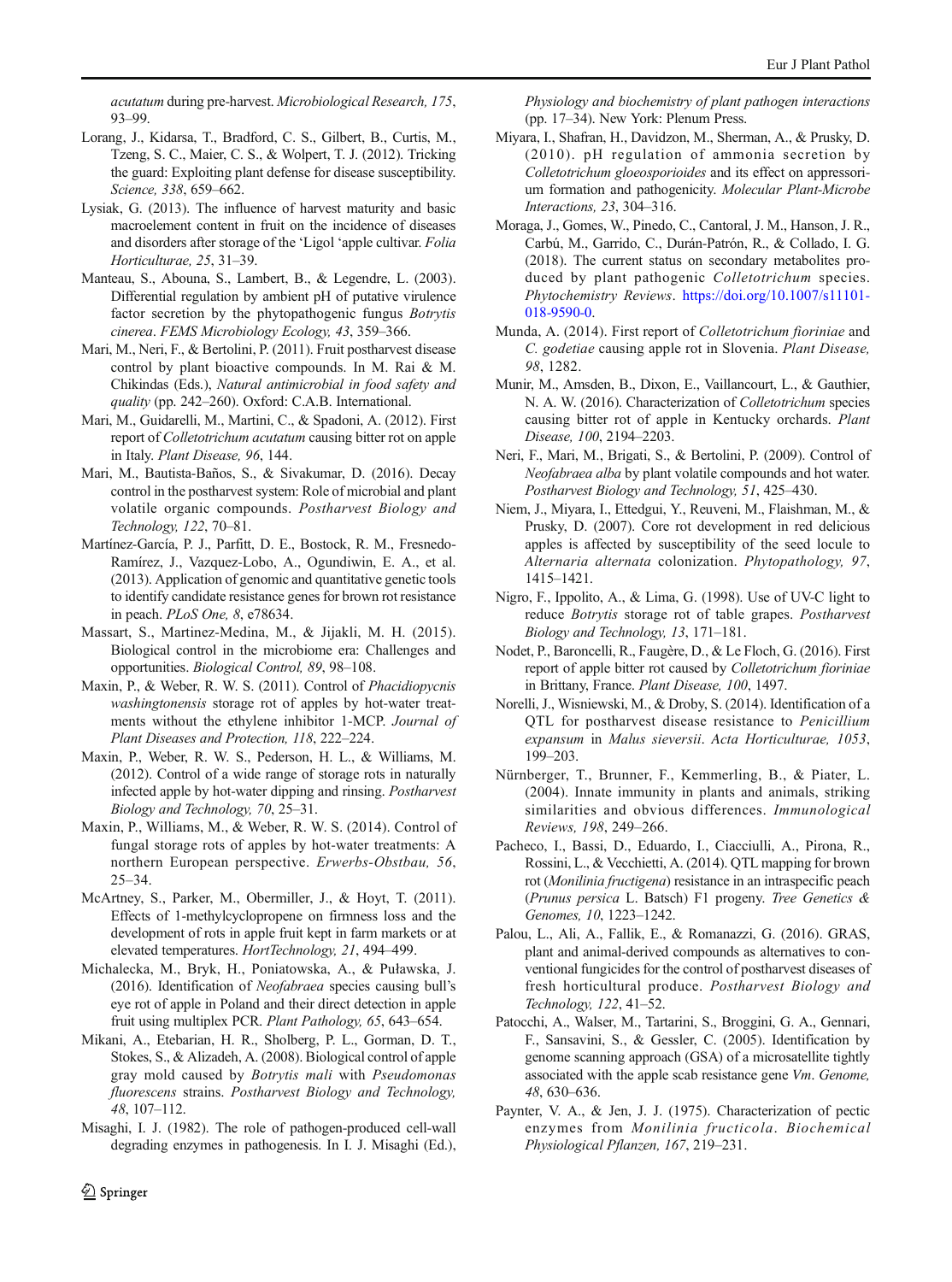*acutatum* during pre-harvest. *Microbiological Research, 175*, 93–99.

Lorang, J., Kidarsa, T., Bradford, C. S., Gilbert, B., Curtis, M., Tzeng, S. C., Maier, C. S., & Wolpert, T. J. (2012). Tricking the guard: Exploiting plant defense for disease susceptibility. *Science, 338*, 659–662.

Lysiak, G. (2013). The influence of harvest maturity and basic macroelement content in fruit on the incidence of diseases and disorders after storage of the 'Ligol 'apple cultivar. *Folia Horticulturae, 25*, 31–39.

Manteau, S., Abouna, S., Lambert, B., & Legendre, L. (2003). Differential regulation by ambient pH of putative virulence factor secretion by the phytopathogenic fungus *Botrytis cinerea*. *FEMS Microbiology Ecology, 43*, 359–366.

Mari, M., Neri, F., & Bertolini, P. (2011). Fruit postharvest disease control by plant bioactive compounds. In M. Rai & M. Chikindas (Eds.), *Natural antimicrobial in food safety and quality* (pp. 242–260). Oxford: C.A.B. International.

Mari, M., Guidarelli, M., Martini, C., & Spadoni, A. (2012). First report of *Colletotrichum acutatum* causing bitter rot on apple in Italy. *Plant Disease, 96*, 144.

Mari, M., Bautista-Baños, S., & Sivakumar, D. (2016). Decay control in the postharvest system: Role of microbial and plant volatile organic compounds. *Postharvest Biology and Technology, 122*, 70–81.

Martínez-García, P. J., Parfitt, D. E., Bostock, R. M., Fresnedo-Ramírez, J., Vazquez-Lobo, A., Ogundiwin, E. A., et al. (2013). Application of genomic and quantitative genetic tools to identify candidate resistance genes for brown rot resistance in peach. *PLoS One, 8*, e78634.

Massart, S., Martinez-Medina, M., & Jijakli, M. H. (2015). Biological control in the microbiome era: Challenges and opportunities. *Biological Control, 89*, 98–108.

Maxin, P., & Weber, R. W. S. (2011). Control of *Phacidiopycnis washingtonensis* storage rot of apples by hot-water treatments without the ethylene inhibitor 1-MCP. *Journal of Plant Diseases and Protection, 118*, 222–224.

Maxin, P., Weber, R. W. S., Pederson, H. L., & Williams, M. (2012). Control of a wide range of storage rots in naturally infected apple by hot-water dipping and rinsing. *Postharvest Biology and Technology, 70*, 25–31.

Maxin, P., Williams, M., & Weber, R. W. S. (2014). Control of fungal storage rots of apples by hot-water treatments: A northern European perspective. *Erwerbs-Obstbau, 56*, 25–34.

McArtney, S., Parker, M., Obermiller, J., & Hoyt, T. (2011). Effects of 1-methylcyclopropene on firmness loss and the development of rots in apple fruit kept in farm markets or at elevated temperatures. *HortTechnology, 21*, 494–499.

Michalecka, M., Bryk, H., Poniatowska, A., & Puławska, J. (2016). Identification of *Neofabraea* species causing bull's eye rot of apple in Poland and their direct detection in apple fruit using multiplex PCR. *Plant Pathology, 65*, 643–654.

Mikani, A., Etebarian, H. R., Sholberg, P. L., Gorman, D. T., Stokes, S., & Alizadeh, A. (2008). Biological control of apple gray mold caused by *Botrytis mali* with *Pseudomonas fluorescens* strains. *Postharvest Biology and Technology, 48*, 107–112.

Misaghi, I. J. (1982). The role of pathogen-produced cell-wall degrading enzymes in pathogenesis. In I. J. Misaghi (Ed.), *Physiology and biochemistry of plant pathogen interactions* (pp. 17–34). New York: Plenum Press.

Miyara, I., Shafran, H., Davidzon, M., Sherman, A., & Prusky, D. (2010). pH regulation of ammonia secretion by *Colletotrichum gloeosporioides* and its effect on appressorium formation and pathogenicity. *Molecular Plant-Microbe Interactions, 23*, 304–316.

Moraga, J., Gomes, W., Pinedo, C., Cantoral, J. M., Hanson, J. R., Carbú, M., Garrido, C., Durán-Patrón, R., & Collado, I. G. (2018). The current status on secondary metabolites produced by plant pathogenic *Colletotrichum* species. *Phytochemistry Reviews*. https://doi.org/10.1007/s11101-018-9590-0.

Munda, A. (2014). First report of *Colletotrichum fioriniae* and *C. godetiae* causing apple rot in Slovenia. *Plant Disease, 98*, 1282.

Munir, M., Amsden, B., Dixon, E., Vaillancourt, L., & Gauthier, N. A. W. (2016). Characterization of *Colletotrichum* species causing bitter rot of apple in Kentucky orchards. *Plant Disease, 100*, 2194–2203.

Neri, F., Mari, M., Brigati, S., & Bertolini, P. (2009). Control of *Neofabraea alba* by plant volatile compounds and hot water. *Postharvest Biology and Technology, 51*, 425–430.

Niem, J., Miyara, I., Ettedgui, Y., Reuveni, M., Flaishman, M., & Prusky, D. (2007). Core rot development in red delicious apples is affected by susceptibility of the seed locule to *Alternaria alternata* colonization. *Phytopathology, 97*, 1415–1421.

Nigro, F., Ippolito, A., & Lima, G. (1998). Use of UV-C light to reduce *Botrytis* storage rot of table grapes. *Postharvest Biology and Technology, 13*, 171–181.

Nodet, P., Baroncelli, R., Faugère, D., & Le Floch, G. (2016). First report of apple bitter rot caused by *Colletotrichum fioriniae* in Brittany, France. *Plant Disease, 100*, 1497.

Norelli, J., Wisniewski, M., & Droby, S. (2014). Identification of a QTL for postharvest disease resistance to *Penicillium expansum* in *Malus sieversii*. *Acta Horticulturae, 1053*, 199–203.

Nürnberger, T., Brunner, F., Kemmerling, B., & Piater, L. (2004). Innate immunity in plants and animals, striking similarities and obvious differences. *Immunological Reviews, 198*, 249–266.

Pacheco, I., Bassi, D., Eduardo, I., Ciacciulli, A., Pirona, R., Rossini, L., & Vecchietti, A. (2014). QTL mapping for brown rot (*Monilinia fructigena*) resistance in an intraspecific peach (*Prunus persica* L. Batsch) F1 progeny. *Tree Genetics & Genomes, 10*, 1223–1242.

Palou, L., Ali, A., Fallik, E., & Romanazzi, G. (2016). GRAS, plant and animal-derived compounds as alternatives to conventional fungicides for the control of postharvest diseases of fresh horticultural produce. *Postharvest Biology and Technology, 122*, 41–52.

Patocchi, A., Walser, M., Tartarini, S., Broggini, G. A., Gennari, F., Sansavini, S., & Gessler, C. (2005). Identification by genome scanning approach (GSA) of a microsatellite tightly associated with the apple scab resistance gene *Vm*. *Genome, 48*, 630–636.

Paynter, V. A., & Jen, J. J. (1975). Characterization of pectic enzymes from *Monilinia fructicola*. *Biochemical Physiological Pflanzen, 167*, 219–231.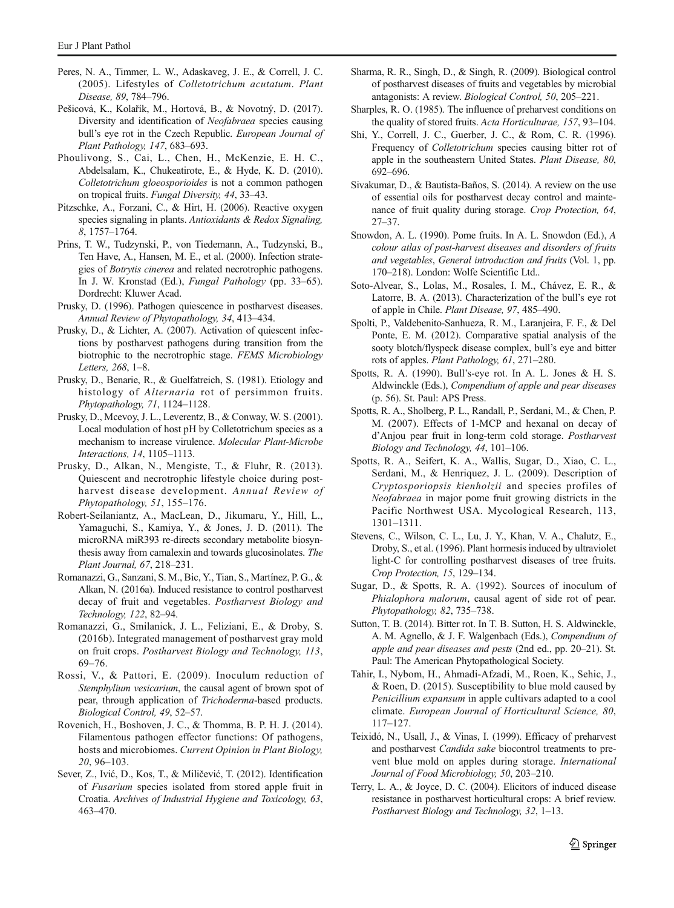Peres, N. A., Timmer, L. W., Adaskaveg, J. E., & Correll, J. C. (2005). Lifestyles of *Colletotrichum acutatum*. *Plant Disease, 89*, 784–796.

Pešicová, K., Kolařík, M., Hortová, B., & Novotný, D. (2017). Diversity and identification of *Neofabraea* species causing bull's eye rot in the Czech Republic. *European Journal of Plant Pathology, 147*, 683–693.

Phoulivong, S., Cai, L., Chen, H., McKenzie, E. H. C., Abdelsalam, K., Chukeatirote, E., & Hyde, K. D. (2010). *Colletotrichum gloeosporioides* is not a common pathogen on tropical fruits. *Fungal Diversity, 44*, 33–43.

Pitzschke, A., Forzani, C., & Hirt, H. (2006). Reactive oxygen species signaling in plants. *Antioxidants & Redox Signaling, 8*, 1757–1764.

Prins, T. W., Tudzynski, P., von Tiedemann, A., Tudzynski, B., Ten Have, A., Hansen, M. E., et al. (2000). Infection strategies of *Botrytis cinerea* and related necrotrophic pathogens. In J. W. Kronstad (Ed.), *Fungal Pathology* (pp. 33–65). Dordrecht: Kluwer Acad.

Prusky, D. (1996). Pathogen quiescence in postharvest diseases. *Annual Review of Phytopathology, 34*, 413–434.

Prusky, D., & Lichter, A. (2007). Activation of quiescent infections by postharvest pathogens during transition from the biotrophic to the necrotrophic stage. *FEMS Microbiology Letters, 268*, 1–8.

Prusky, D., Benarie, R., & Guelfatreich, S. (1981). Etiology and histology of *Alternaria* rot of persimmon fruits. *Phytopathology, 71*, 1124–1128.

Prusky, D., Mcevoy, J. L., Leverentz, B., & Conway, W. S. (2001). Local modulation of host pH by Colletotrichum species as a mechanism to increase virulence. *Molecular Plant-Microbe Interactions, 14*, 1105–1113.

Prusky, D., Alkan, N., Mengiste, T., & Fluhr, R. (2013). Quiescent and necrotrophic lifestyle choice during postharvest disease development. *Annual Review of Phytopathology, 51*, 155–176.

Robert-Seilaniantz, A., MacLean, D., Jikumaru, Y., Hill, L., Yamaguchi, S., Kamiya, Y., & Jones, J. D. (2011). The microRNA miR393 re-directs secondary metabolite biosynthesis away from camalexin and towards glucosinolates. *The Plant Journal, 67*, 218–231.

Romanazzi, G., Sanzani, S. M., Bic, Y., Tian, S., Martínez, P. G., & Alkan, N. (2016a). Induced resistance to control postharvest decay of fruit and vegetables. *Postharvest Biology and Technology, 122*, 82–94.

Romanazzi, G., Smilanick, J. L., Feliziani, E., & Droby, S. (2016b). Integrated management of postharvest gray mold on fruit crops. *Postharvest Biology and Technology, 113*, 69–76.

Rossi, V., & Pattori, E. (2009). Inoculum reduction of *Stemphylium vesicarium*, the causal agent of brown spot of pear, through application of *Trichoderma*-based products. *Biological Control, 49*, 52–57.

Rovenich, H., Boshoven, J. C., & Thomma, B. P. H. J. (2014). Filamentous pathogen effector functions: Of pathogens, hosts and microbiomes. *Current Opinion in Plant Biology, 20*, 96–103.

Sever, Z., Ivić, D., Kos, T., & Miličević, T. (2012). Identification of *Fusarium* species isolated from stored apple fruit in Croatia. *Archives of Industrial Hygiene and Toxicology, 63*, 463–470.

Sharma, R. R., Singh, D., & Singh, R. (2009). Biological control of postharvest diseases of fruits and vegetables by microbial antagonists: A review. *Biological Control, 50*, 205–221.

Sharples, R. O. (1985). The influence of preharvest conditions on the quality of stored fruits. *Acta Horticulturae, 157*, 93–104.

Shi, Y., Correll, J. C., Guerber, J. C., & Rom, C. R. (1996). Frequency of *Colletotrichum* species causing bitter rot of apple in the southeastern United States. *Plant Disease, 80*, 692–696.

Sivakumar, D., & Bautista-Baños, S. (2014). A review on the use of essential oils for postharvest decay control and maintenance of fruit quality during storage. *Crop Protection, 64*, 27–37.

Snowdon, A. L. (1990). Pome fruits. In A. L. Snowdon (Ed.), *A colour atlas of post-harvest diseases and disorders of fruits and vegetables*, *General introduction and fruits* (Vol. 1, pp. 170–218). London: Wolfe Scientific Ltd..

Soto-Alvear, S., Lolas, M., Rosales, I. M., Chávez, E. R., & Latorre, B. A. (2013). Characterization of the bull's eye rot of apple in Chile. *Plant Disease, 97*, 485–490.

Spolti, P., Valdebenito-Sanhueza, R. M., Laranjeira, F. F., & Del Ponte, E. M. (2012). Comparative spatial analysis of the sooty blotch/flyspeck disease complex, bull's eye and bitter rots of apples. *Plant Pathology, 61*, 271–280.

Spotts, R. A. (1990). Bull's-eye rot. In A. L. Jones & H. S. Aldwinckle (Eds.), *Compendium of apple and pear diseases* (p. 56). St. Paul: APS Press.

Spotts, R. A., Sholberg, P. L., Randall, P., Serdani, M., & Chen, P. M. (2007). Effects of 1-MCP and hexanal on decay of d'Anjou pear fruit in long-term cold storage. *Postharvest Biology and Technology, 44*, 101–106.

Spotts, R. A., Seifert, K. A., Wallis, Sugar, D., Xiao, C. L., Serdani, M., & Henriquez, J. L. (2009). Description of *Cryptosporiopsis kienholzii* and species profiles of *Neofabraea* in major pome fruit growing districts in the Pacific Northwest USA. Mycological Research, 113, 1301–1311.

Stevens, C., Wilson, C. L., Lu, J. Y., Khan, V. A., Chalutz, E., Droby, S., et al. (1996). Plant hormesis induced by ultraviolet light-C for controlling postharvest diseases of tree fruits. *Crop Protection, 15*, 129–134.

Sugar, D., & Spotts, R. A. (1992). Sources of inoculum of *Phialophora malorum*, causal agent of side rot of pear. *Phytopathology, 82*, 735–738.

Sutton, T. B. (2014). Bitter rot. In T. B. Sutton, H. S. Aldwinckle, A. M. Agnello, & J. F. Walgenbach (Eds.), *Compendium of apple and pear diseases and pests* (2nd ed., pp. 20–21). St. Paul: The American Phytopathological Society.

Tahir, I., Nybom, H., Ahmadi-Afzadi, M., Roen, K., Sehic, J., & Roen, D. (2015). Susceptibility to blue mold caused by *Penicillium expansum* in apple cultivars adapted to a cool climate. *European Journal of Horticultural Science, 80*, 117–127.

Teixidó, N., Usall, J., & Vinas, I. (1999). Efficacy of preharvest and postharvest *Candida sake* biocontrol treatments to prevent blue mold on apples during storage. *International Journal of Food Microbiology, 50*, 203–210.

Terry, L. A., & Joyce, D. C. (2004). Elicitors of induced disease resistance in postharvest horticultural crops: A brief review. *Postharvest Biology and Technology, 32*, 1–13.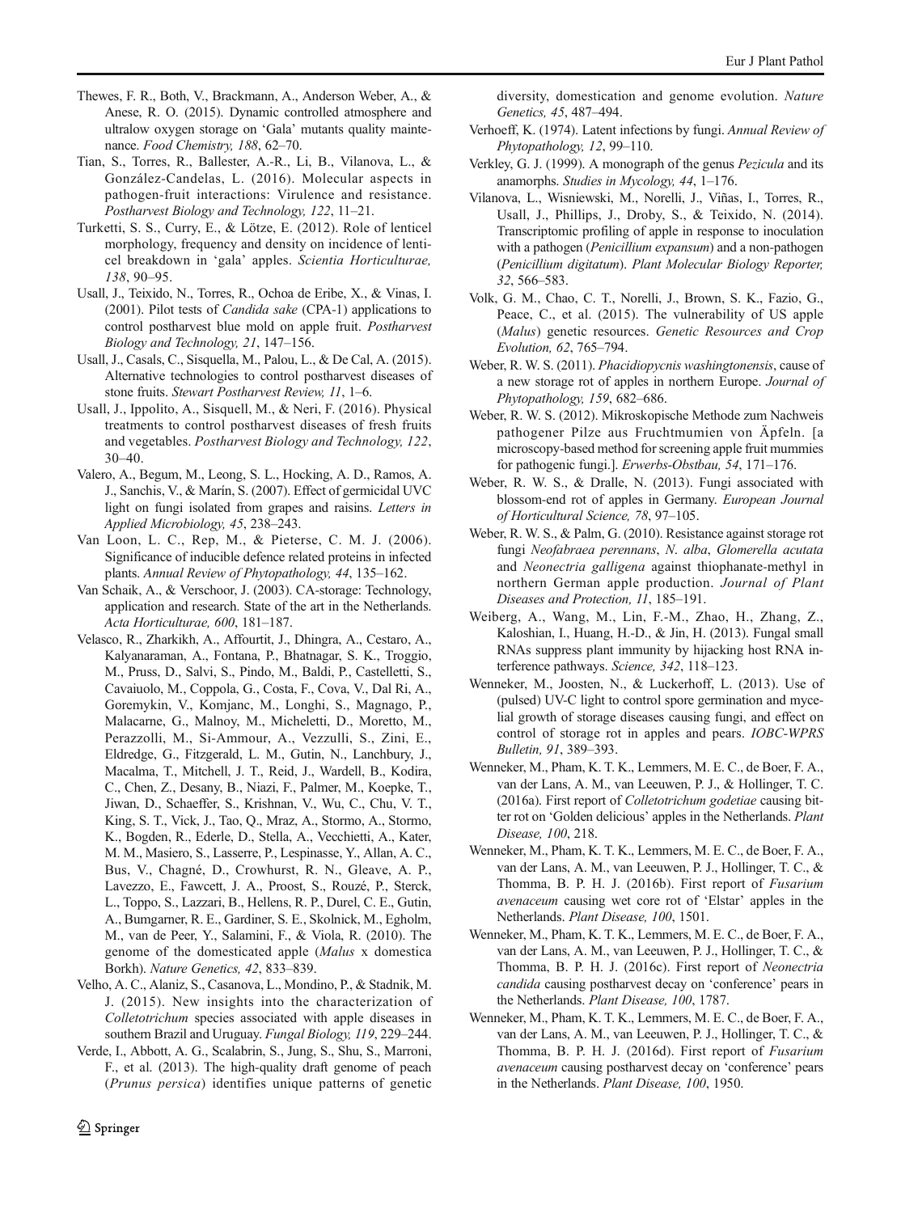Thewes, F. R., Both, V., Brackmann, A., Anderson Weber, A., & Anese, R. O. (2015). Dynamic controlled atmosphere and ultralow oxygen storage on 'Gala' mutants quality maintenance. *Food Chemistry, 188*, 62–70.

Tian, S., Torres, R., Ballester, A.-R., Li, B., Vilanova, L., & González-Candelas, L. (2016). Molecular aspects in pathogen-fruit interactions: Virulence and resistance. *Postharvest Biology and Technology, 122*, 11–21.

Turketti, S. S., Curry, E., & Lötze, E. (2012). Role of lenticel morphology, frequency and density on incidence of lenticel breakdown in 'gala' apples. *Scientia Horticulturae, 138*, 90–95.

Usall, J., Teixido, N., Torres, R., Ochoa de Eribe, X., & Vinas, I. (2001). Pilot tests of *Candida sake* (CPA-1) applications to control postharvest blue mold on apple fruit. *Postharvest Biology and Technology, 21*, 147–156.

Usall, J., Casals, C., Sisquella, M., Palou, L., & De Cal, A. (2015). Alternative technologies to control postharvest diseases of stone fruits. *Stewart Postharvest Review, 11*, 1–6.

Usall, J., Ippolito, A., Sisquell, M., & Neri, F. (2016). Physical treatments to control postharvest diseases of fresh fruits and vegetables. *Postharvest Biology and Technology, 122*, 30–40.

Valero, A., Begum, M., Leong, S. L., Hocking, A. D., Ramos, A. J., Sanchis, V., & Marín, S. (2007). Effect of germicidal UVC light on fungi isolated from grapes and raisins. *Letters in Applied Microbiology, 45*, 238–243.

Van Loon, L. C., Rep, M., & Pieterse, C. M. J. (2006). Significance of inducible defence related proteins in infected plants. *Annual Review of Phytopathology, 44*, 135–162.

Van Schaik, A., & Verschoor, J. (2003). CA-storage: Technology, application and research. State of the art in the Netherlands. *Acta Horticulturae, 600*, 181–187.

Velasco, R., Zharkikh, A., Affourtit, J., Dhingra, A., Cestaro, A., Kalyanaraman, A., Fontana, P., Bhatnagar, S. K., Troggio, M., Pruss, D., Salvi, S., Pindo, M., Baldi, P., Castelletti, S., Cavaiuolo, M., Coppola, G., Costa, F., Cova, V., Dal Ri, A., Goremykin, V., Komjanc, M., Longhi, S., Magnago, P., Malacarne, G., Malnoy, M., Micheletti, D., Moretto, M., Perazzolli, M., Si-Ammour, A., Vezzulli, S., Zini, E., Eldredge, G., Fitzgerald, L. M., Gutin, N., Lanchbury, J., Macalma, T., Mitchell, J. T., Reid, J., Wardell, B., Kodira, C., Chen, Z., Desany, B., Niazi, F., Palmer, M., Koepke, T., Jiwan, D., Schaeffer, S., Krishnan, V., Wu, C., Chu, V. T., King, S. T., Vick, J., Tao, Q., Mraz, A., Stormo, A., Stormo, K., Bogden, R., Ederle, D., Stella, A., Vecchietti, A., Kater, M. M., Masiero, S., Lasserre, P., Lespinasse, Y., Allan, A. C., Bus, V., Chagné, D., Crowhurst, R. N., Gleave, A. P., Lavezzo, E., Fawcett, J. A., Proost, S., Rouzé, P., Sterck, L., Toppo, S., Lazzari, B., Hellens, R. P., Durel, C. E., Gutin, A., Bumgarner, R. E., Gardiner, S. E., Skolnick, M., Egholm, M., van de Peer, Y., Salamini, F., & Viola, R. (2010). The genome of the domesticated apple (*Malus* x domestica Borkh). *Nature Genetics, 42*, 833–839.

Velho, A. C., Alaniz, S., Casanova, L., Mondino, P., & Stadnik, M. J. (2015). New insights into the characterization of *Colletotrichum* species associated with apple diseases in southern Brazil and Uruguay. *Fungal Biology, 119*, 229–244.

Verde, I., Abbott, A. G., Scalabrin, S., Jung, S., Shu, S., Marroni, F., et al. (2013). The high-quality draft genome of peach (*Prunus persica*) identifies unique patterns of genetic diversity, domestication and genome evolution. *Nature Genetics, 45*, 487–494.

Verhoeff, K. (1974). Latent infections by fungi. *Annual Review of Phytopathology, 12*, 99–110.

Verkley, G. J. (1999). A monograph of the genus *Pezicula* and its anamorphs. *Studies in Mycology, 44*, 1–176.

Vilanova, L., Wisniewski, M., Norelli, J., Viñas, I., Torres, R., Usall, J., Phillips, J., Droby, S., & Teixido, N. (2014). Transcriptomic profiling of apple in response to inoculation with a pathogen (*Penicillium expansum*) and a non-pathogen (*Penicillium digitatum*). *Plant Molecular Biology Reporter, 32*, 566–583.

Volk, G. M., Chao, C. T., Norelli, J., Brown, S. K., Fazio, G., Peace, C., et al. (2015). The vulnerability of US apple (*Malus*) genetic resources. *Genetic Resources and Crop Evolution, 62*, 765–794.

Weber, R. W. S. (2011). *Phacidiopycnis washingtonensis*, cause of a new storage rot of apples in northern Europe. *Journal of Phytopathology, 159*, 682–686.

Weber, R. W. S. (2012). Mikroskopische Methode zum Nachweis pathogener Pilze aus Fruchtmumien von Äpfeln. [a microscopy-based method for screening apple fruit mummies for pathogenic fungi.]. *Erwerbs-Obstbau, 54*, 171–176.

Weber, R. W. S., & Dralle, N. (2013). Fungi associated with blossom-end rot of apples in Germany. *European Journal of Horticultural Science, 78*, 97–105.

Weber, R. W. S., & Palm, G. (2010). Resistance against storage rot fungi *Neofabraea perennans*, *N. alba*, *Glomerella acutata* and *Neonectria galligena* against thiophanate-methyl in northern German apple production. *Journal of Plant Diseases and Protection, 11*, 185–191.

Weiberg, A., Wang, M., Lin, F.-M., Zhao, H., Zhang, Z., Kaloshian, I., Huang, H.-D., & Jin, H. (2013). Fungal small RNAs suppress plant immunity by hijacking host RNA interference pathways. *Science, 342*, 118–123.

Wenneker, M., Joosten, N., & Luckerhoff, L. (2013). Use of (pulsed) UV-C light to control spore germination and mycelial growth of storage diseases causing fungi, and effect on control of storage rot in apples and pears. *IOBC-WPRS Bulletin, 91*, 389–393.

Wenneker, M., Pham, K. T. K., Lemmers, M. E. C., de Boer, F. A., van der Lans, A. M., van Leeuwen, P. J., & Hollinger, T. C. (2016a). First report of *Colletotrichum godetiae* causing bitter rot on 'Golden delicious' apples in the Netherlands. *Plant Disease, 100*, 218.

Wenneker, M., Pham, K. T. K., Lemmers, M. E. C., de Boer, F. A., van der Lans, A. M., van Leeuwen, P. J., Hollinger, T. C., & Thomma, B. P. H. J. (2016b). First report of *Fusarium avenaceum* causing wet core rot of 'Elstar' apples in the Netherlands. *Plant Disease, 100*, 1501.

Wenneker, M., Pham, K. T. K., Lemmers, M. E. C., de Boer, F. A., van der Lans, A. M., van Leeuwen, P. J., Hollinger, T. C., & Thomma, B. P. H. J. (2016c). First report of *Neonectria candida* causing postharvest decay on 'conference' pears in the Netherlands. *Plant Disease, 100*, 1787.

Wenneker, M., Pham, K. T. K., Lemmers, M. E. C., de Boer, F. A., van der Lans, A. M., van Leeuwen, P. J., Hollinger, T. C., & Thomma, B. P. H. J. (2016d). First report of *Fusarium avenaceum* causing postharvest decay on 'conference' pears in the Netherlands. *Plant Disease, 100*, 1950.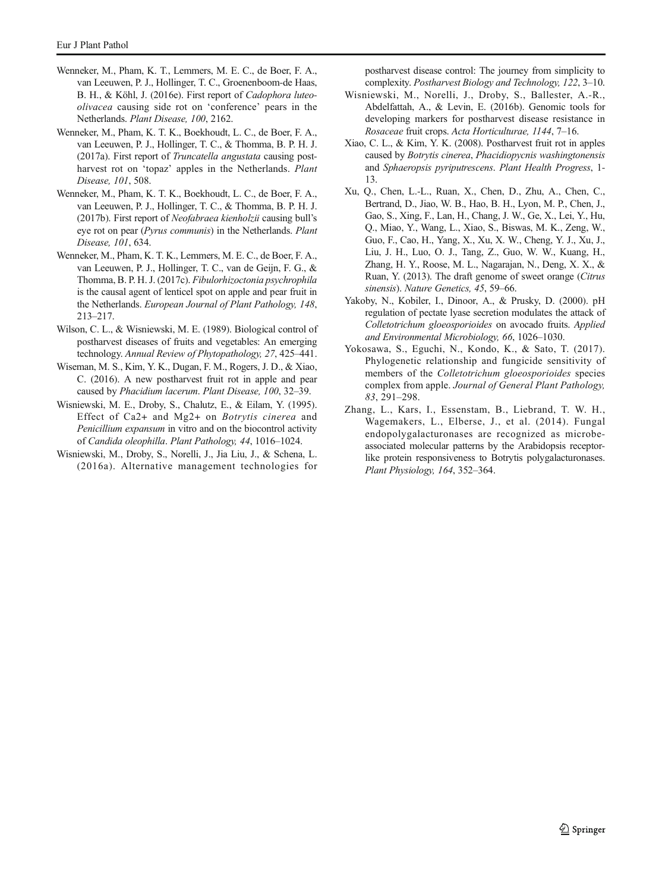Wenneker, M., Pham, K. T., Lemmers, M. E. C., de Boer, F. A., van Leeuwen, P. J., Hollinger, T. C., Groenenboom-de Haas, B. H., & Köhl, J. (2016e). First report of *Cadophora luteo-olivacea* causing side rot on 'conference' pears in the Netherlands. *Plant Disease, 100*, 2162.

Wenneker, M., Pham, K. T. K., Boekhoudt, L. C., de Boer, F. A., van Leeuwen, P. J., Hollinger, T. C., & Thomma, B. P. H. J. (2017a). First report of *Truncatella angustata* causing post-harvest rot on 'topaz' apples in the Netherlands. *Plant Disease, 101*, 508.

Wenneker, M., Pham, K. T. K., Boekhoudt, L. C., de Boer, F. A., van Leeuwen, P. J., Hollinger, T. C., & Thomma, B. P. H. J. (2017b). First report of *Neofabraea kienholzii* causing bull's eye rot on pear (*Pyrus communis*) in the Netherlands. *Plant Disease, 101*, 634.

Wenneker, M., Pham, K. T. K., Lemmers, M. E. C., de Boer, F. A., van Leeuwen, P. J., Hollinger, T. C., van de Geijn, F. G., & Thomma, B. P. H. J. (2017c). *Fibulorhizoctonia psychrophila* is the causal agent of lenticel spot on apple and pear fruit in the Netherlands. *European Journal of Plant Pathology, 148*, 213–217.

Wilson, C. L., & Wisniewski, M. E. (1989). Biological control of postharvest diseases of fruits and vegetables: An emerging technology. *Annual Review of Phytopathology, 27*, 425–441.

Wiseman, M. S., Kim, Y. K., Dugan, F. M., Rogers, J. D., & Xiao, C. (2016). A new postharvest fruit rot in apple and pear caused by *Phacidium lacerum*. *Plant Disease, 100*, 32–39.

Wisniewski, M. E., Droby, S., Chalutz, E., & Eilam, Y. (1995). Effect of Ca2+ and Mg2+ on *Botrytis cinerea* and *Penicillium expansum* in vitro and on the biocontrol activity of *Candida oleophilla*. *Plant Pathology, 44*, 1016–1024.

Wisniewski, M., Droby, S., Norelli, J., Jia Liu, J., & Schena, L. (2016a). Alternative management technologies for postharvest disease control: The journey from simplicity to complexity. *Postharvest Biology and Technology, 122*, 3–10.

Wisniewski, M., Norelli, J., Droby, S., Ballester, A.-R., Abdelfattah, A., & Levin, E. (2016b). Genomic tools for developing markers for postharvest disease resistance in *Rosaceae* fruit crops. *Acta Horticulturae, 1144*, 7–16.

Xiao, C. L., & Kim, Y. K. (2008). Postharvest fruit rot in apples caused by *Botrytis cinerea*, *Phacidiopycnis washingtonensis* and *Sphaeropsis pyriputrescens*. *Plant Health Progress*, 1-13.

Xu, Q., Chen, L.-L., Ruan, X., Chen, D., Zhu, A., Chen, C., Bertrand, D., Jiao, W. B., Hao, B. H., Lyon, M. P., Chen, J., Gao, S., Xing, F., Lan, H., Chang, J. W., Ge, X., Lei, Y., Hu, Q., Miao, Y., Wang, L., Xiao, S., Biswas, M. K., Zeng, W., Guo, F., Cao, H., Yang, X., Xu, X. W., Cheng, Y. J., Xu, J., Liu, J. H., Luo, O. J., Tang, Z., Guo, W. W., Kuang, H., Zhang, H. Y., Roose, M. L., Nagarajan, N., Deng, X. X., & Ruan, Y. (2013). The draft genome of sweet orange (*Citrus sinensis*). *Nature Genetics, 45*, 59–66.

Yakoby, N., Kobiler, I., Dinoor, A., & Prusky, D. (2000). pH regulation of pectate lyase secretion modulates the attack of *Colletotrichum gloeosporioides* on avocado fruits. *Applied and Environmental Microbiology, 66*, 1026–1030.

Yokosawa, S., Eguchi, N., Kondo, K., & Sato, T. (2017). Phylogenetic relationship and fungicide sensitivity of members of the *Colletotrichum gloeosporioides* species complex from apple. *Journal of General Plant Pathology, 83*, 291–298.

Zhang, L., Kars, I., Essenstam, B., Liebrand, T. W. H., Wagemakers, L., Elberse, J., et al. (2014). Fungal endopolygalacturonases are recognized as microbe-associated molecular patterns by the Arabidopsis receptor-like protein responsiveness to Botrytis polygalacturonases. *Plant Physiology, 164*, 352–364.